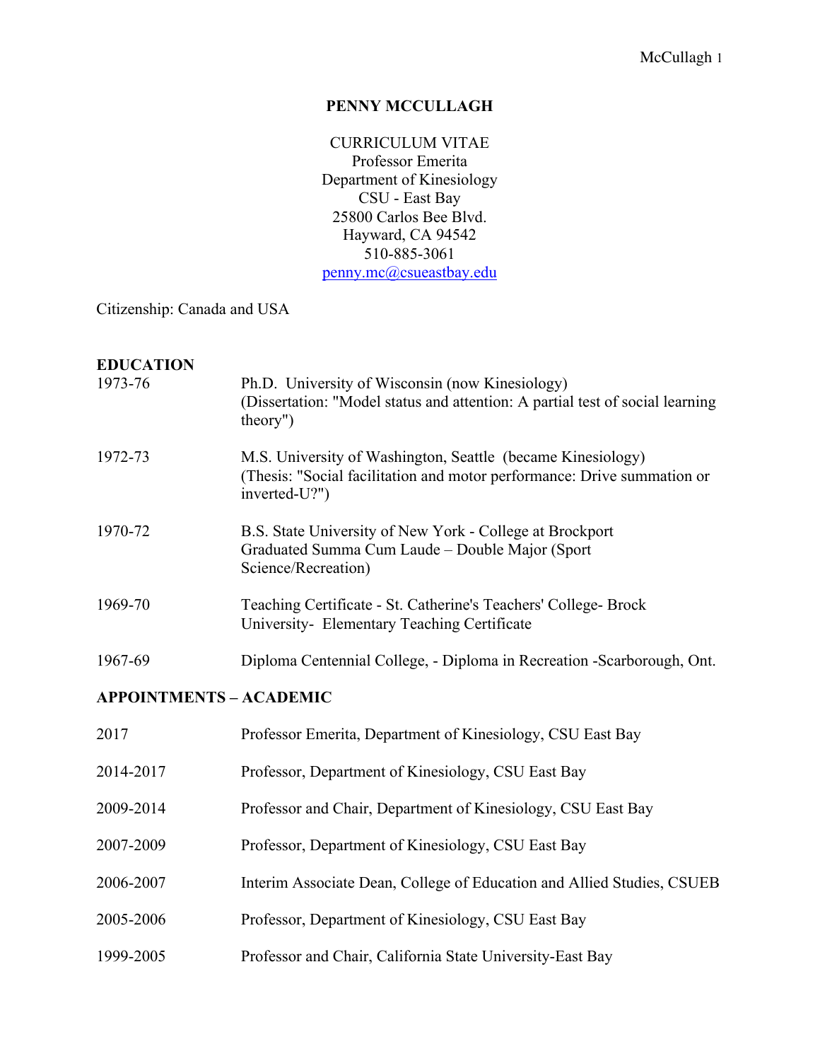# PENNY MCCULLAGH

CURRICULUM VITAE
Professor Emerita
Department of Kinesiology
CSU - East Bay
25800 Carlos Bee Blvd.
Hayward, CA 94542
510-885-3061
penny.mc@csueastbay.edu

Citizenship: Canada and USA

## EDUCATION

| | |
|---|---|
| 1973-76 | Ph.D. University of Wisconsin (now Kinesiology) (Dissertation: "Model status and attention: A partial test of social learning theory") |
| 1972-73 | M.S. University of Washington, Seattle (became Kinesiology) (Thesis: "Social facilitation and motor performance: Drive summation or inverted-U?") |
| 1970-72 | B.S. State University of New York - College at Brockport Graduated Summa Cum Laude – Double Major (Sport Science/Recreation) |
| 1969-70 | Teaching Certificate - St. Catherine's Teachers' College- Brock University- Elementary Teaching Certificate |
| 1967-69 | Diploma Centennial College, - Diploma in Recreation -Scarborough, Ont. |

## APPOINTMENTS – ACADEMIC

| | |
|---|---|
| 2017 | Professor Emerita, Department of Kinesiology, CSU East Bay |
| 2014-2017 | Professor, Department of Kinesiology, CSU East Bay |
| 2009-2014 | Professor and Chair, Department of Kinesiology, CSU East Bay |
| 2007-2009 | Professor, Department of Kinesiology, CSU East Bay |
| 2006-2007 | Interim Associate Dean, College of Education and Allied Studies, CSUEB |
| 2005-2006 | Professor, Department of Kinesiology, CSU East Bay |
| 1999-2005 | Professor and Chair, California State University-East Bay |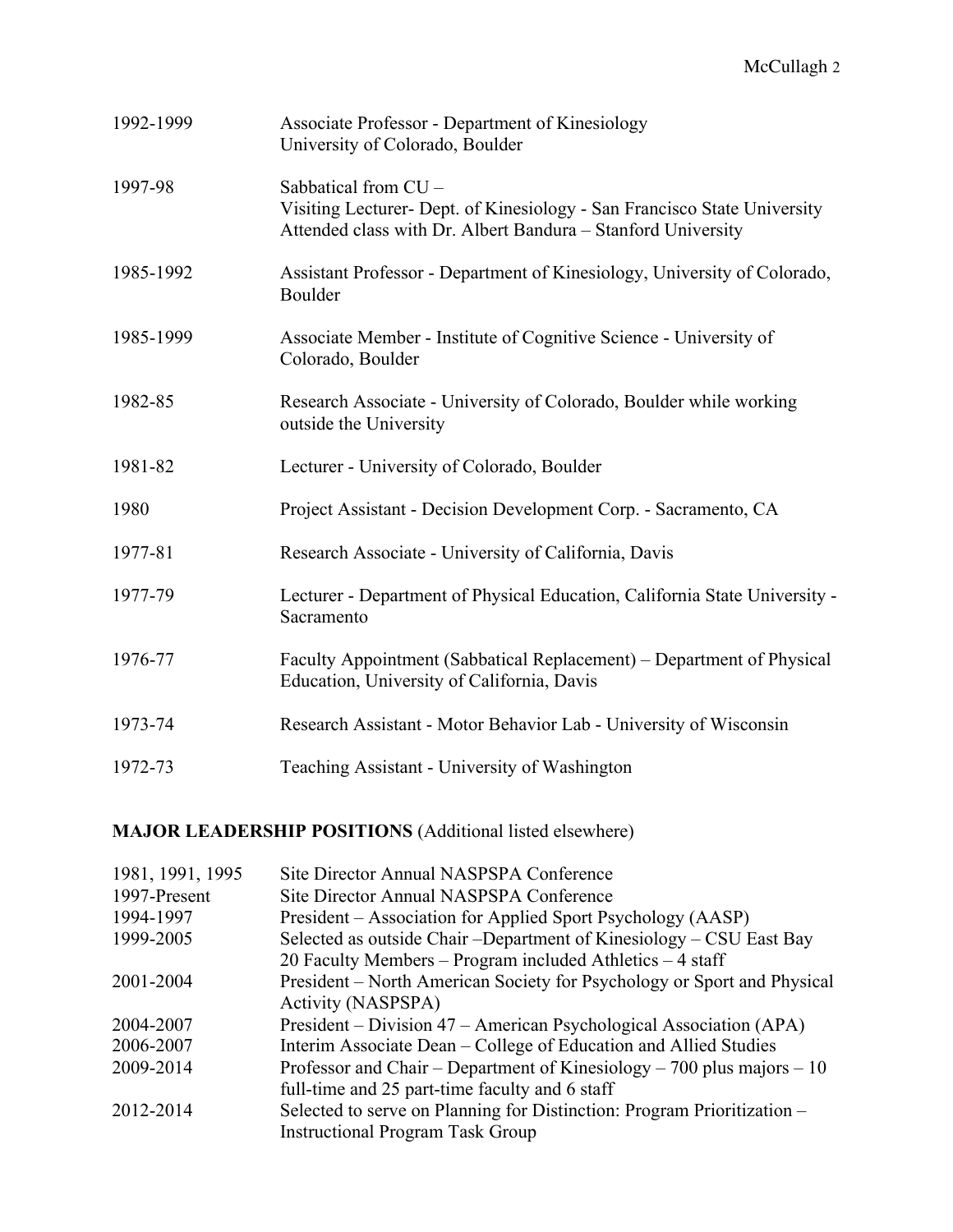| | |
|---|---|
| 1992-1999 | Associate Professor - Department of Kinesiology<br>University of Colorado, Boulder |
| 1997-98 | Sabbatical from CU –<br>Visiting Lecturer- Dept. of Kinesiology - San Francisco State University<br>Attended class with Dr. Albert Bandura – Stanford University |
| 1985-1992 | Assistant Professor - Department of Kinesiology, University of Colorado, Boulder |
| 1985-1999 | Associate Member - Institute of Cognitive Science - University of Colorado, Boulder |
| 1982-85 | Research Associate - University of Colorado, Boulder while working outside the University |
| 1981-82 | Lecturer - University of Colorado, Boulder |
| 1980 | Project Assistant - Decision Development Corp. - Sacramento, CA |
| 1977-81 | Research Associate - University of California, Davis |
| 1977-79 | Lecturer - Department of Physical Education, California State University - Sacramento |
| 1976-77 | Faculty Appointment (Sabbatical Replacement) – Department of Physical Education, University of California, Davis |
| 1973-74 | Research Assistant - Motor Behavior Lab - University of Wisconsin |
| 1972-73 | Teaching Assistant - University of Washington |

**MAJOR LEADERSHIP POSITIONS** (Additional listed elsewhere)

| | |
|---|---|
| 1981, 1991, 1995 | Site Director Annual NASPSPA Conference |
| 1997-Present | Site Director Annual NASPSPA Conference |
| 1994-1997 | President – Association for Applied Sport Psychology (AASP) |
| 1999-2005 | Selected as outside Chair –Department of Kinesiology – CSU East Bay<br>20 Faculty Members – Program included Athletics – 4 staff |
| 2001-2004 | President – North American Society for Psychology or Sport and Physical Activity (NASPSPA) |
| 2004-2007 | President – Division 47 – American Psychological Association (APA) |
| 2006-2007 | Interim Associate Dean – College of Education and Allied Studies |
| 2009-2014 | Professor and Chair – Department of Kinesiology – 700 plus majors – 10 full-time and 25 part-time faculty and 6 staff |
| 2012-2014 | Selected to serve on Planning for Distinction: Program Prioritization – Instructional Program Task Group |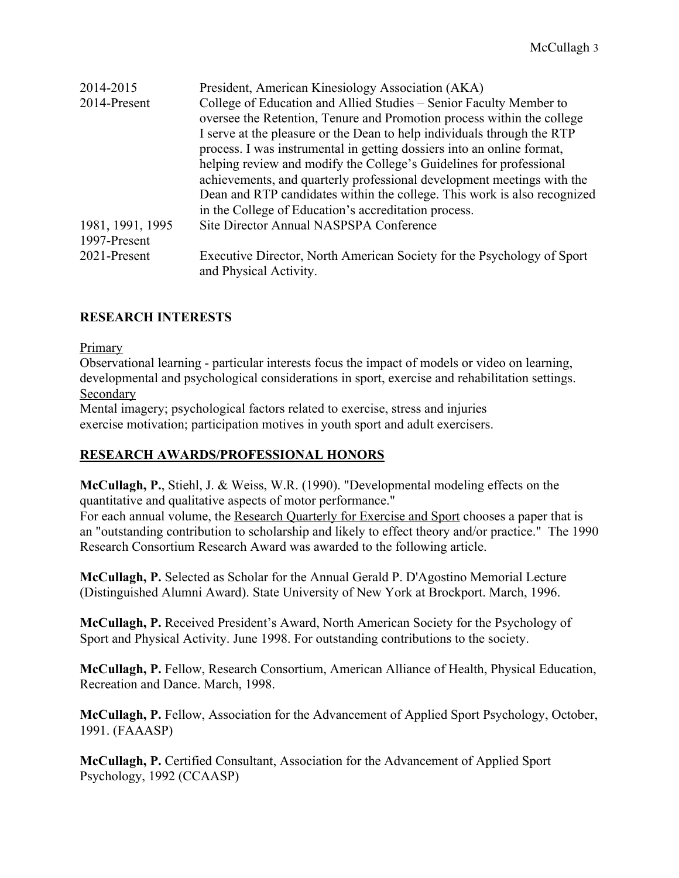| | |
|---|---|
| 2014-2015 | President, American Kinesiology Association (AKA) |
| 2014-Present | College of Education and Allied Studies – Senior Faculty Member to oversee the Retention, Tenure and Promotion process within the college I serve at the pleasure or the Dean to help individuals through the RTP process. I was instrumental in getting dossiers into an online format, helping review and modify the College's Guidelines for professional achievements, and quarterly professional development meetings with the Dean and RTP candidates within the college. This work is also recognized in the College of Education's accreditation process. |
| 1981, 1991, 1995 1997-Present | Site Director Annual NASPSPA Conference |
| 2021-Present | Executive Director, North American Society for the Psychology of Sport and Physical Activity. |

## RESEARCH INTERESTS

Primary

Observational learning - particular interests focus the impact of models or video on learning, developmental and psychological considerations in sport, exercise and rehabilitation settings.

Secondary

Mental imagery; psychological factors related to exercise, stress and injuries exercise motivation; participation motives in youth sport and adult exercisers.

## RESEARCH AWARDS/PROFESSIONAL HONORS

**McCullagh, P.**, Stiehl, J. & Weiss, W.R. (1990). "Developmental modeling effects on the quantitative and qualitative aspects of motor performance."
For each annual volume, the Research Quarterly for Exercise and Sport chooses a paper that is an "outstanding contribution to scholarship and likely to effect theory and/or practice." The 1990 Research Consortium Research Award was awarded to the following article.

**McCullagh, P.** Selected as Scholar for the Annual Gerald P. D'Agostino Memorial Lecture (Distinguished Alumni Award). State University of New York at Brockport. March, 1996.

**McCullagh, P.** Received President's Award, North American Society for the Psychology of Sport and Physical Activity. June 1998. For outstanding contributions to the society.

**McCullagh, P.** Fellow, Research Consortium, American Alliance of Health, Physical Education, Recreation and Dance. March, 1998.

**McCullagh, P.** Fellow, Association for the Advancement of Applied Sport Psychology, October, 1991. (FAAASP)

**McCullagh, P.** Certified Consultant, Association for the Advancement of Applied Sport Psychology, 1992 (CCAASP)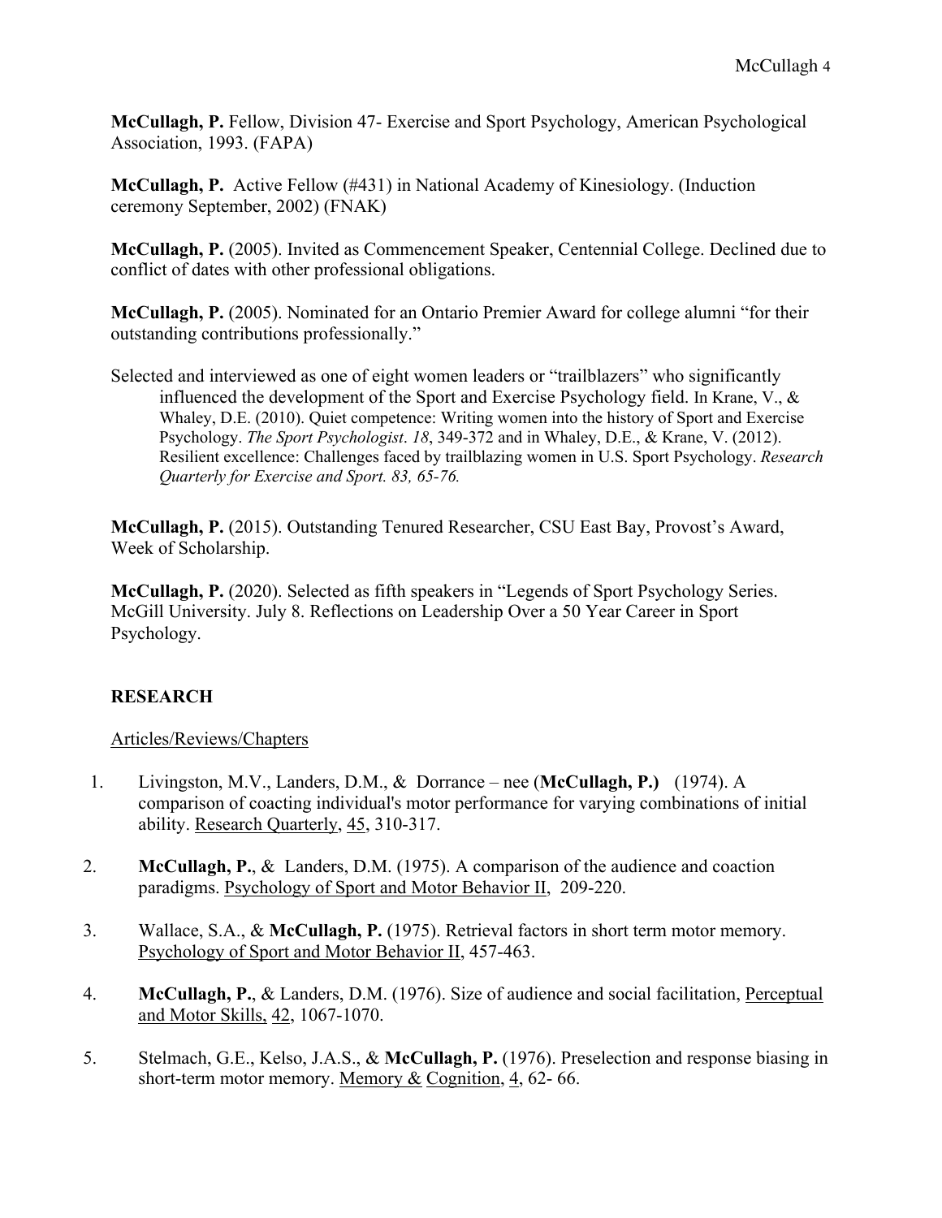**McCullagh, P.** Fellow, Division 47- Exercise and Sport Psychology, American Psychological Association, 1993. (FAPA)

**McCullagh, P.** Active Fellow (#431) in National Academy of Kinesiology. (Induction ceremony September, 2002) (FNAK)

**McCullagh, P.** (2005). Invited as Commencement Speaker, Centennial College. Declined due to conflict of dates with other professional obligations.

**McCullagh, P.** (2005). Nominated for an Ontario Premier Award for college alumni "for their outstanding contributions professionally."

Selected and interviewed as one of eight women leaders or "trailblazers" who significantly influenced the development of the Sport and Exercise Psychology field. In Krane, V., & Whaley, D.E. (2010). Quiet competence: Writing women into the history of Sport and Exercise Psychology. *The Sport Psychologist*. *18*, 349-372 and in Whaley, D.E., & Krane, V. (2012). Resilient excellence: Challenges faced by trailblazing women in U.S. Sport Psychology. *Research Quarterly for Exercise and Sport. 83, 65-76.*

**McCullagh, P.** (2015). Outstanding Tenured Researcher, CSU East Bay, Provost's Award, Week of Scholarship.

**McCullagh, P.** (2020). Selected as fifth speakers in "Legends of Sport Psychology Series. McGill University. July 8. Reflections on Leadership Over a 50 Year Career in Sport Psychology.

## RESEARCH

<u>Articles/Reviews/Chapters</u>

1. Livingston, M.V., Landers, D.M., & Dorrance – nee (**McCullagh, P.)** (1974). A comparison of coacting individual's motor performance for varying combinations of initial ability. <u>Research Quarterly</u>, <u>45</u>, 310-317.
2. **McCullagh, P.**, & Landers, D.M. (1975). A comparison of the audience and coaction paradigms. <u>Psychology of Sport and Motor Behavior II</u>, 209-220.
3. Wallace, S.A., & **McCullagh, P.** (1975). Retrieval factors in short term motor memory. <u>Psychology of Sport and Motor Behavior II</u>, 457-463.
4. **McCullagh, P.**, & Landers, D.M. (1976). Size of audience and social facilitation, <u>Perceptual and Motor Skills,</u> <u>42</u>, 1067-1070.
5. Stelmach, G.E., Kelso, J.A.S., & **McCullagh, P.** (1976). Preselection and response biasing in short-term motor memory. <u>Memory &</u> <u>Cognition</u>, <u>4</u>, 62- 66.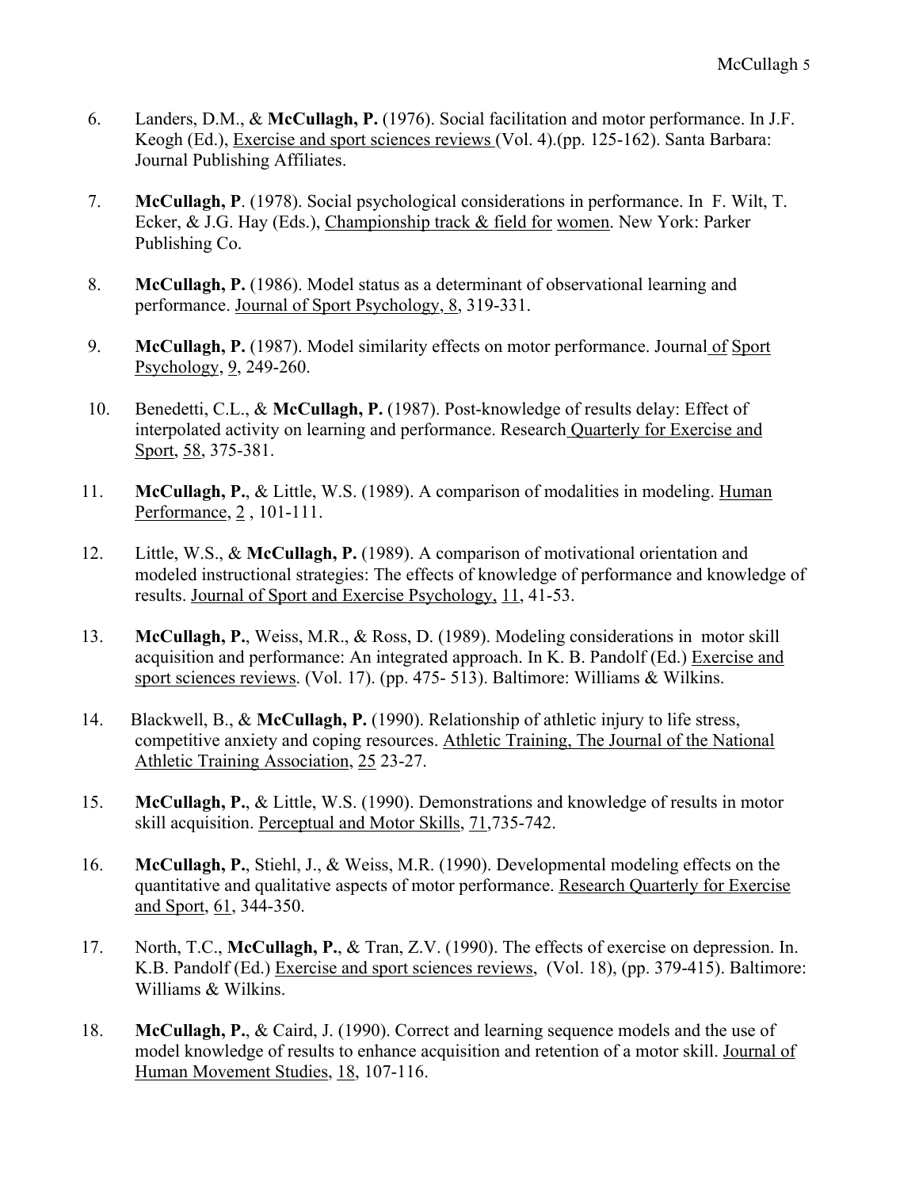6. Landers, D.M., & **McCullagh, P.** (1976). Social facilitation and motor performance. In J.F. Keogh (Ed.), Exercise and sport sciences reviews (Vol. 4).(pp. 125-162). Santa Barbara: Journal Publishing Affiliates.

7. **McCullagh, P**. (1978). Social psychological considerations in performance. In F. Wilt, T. Ecker, & J.G. Hay (Eds.), Championship track & field for women. New York: Parker Publishing Co.

8. **McCullagh, P.** (1986). Model status as a determinant of observational learning and performance. Journal of Sport Psychology, 8, 319-331.

9. **McCullagh, P.** (1987). Model similarity effects on motor performance. Journal of Sport Psychology, 9, 249-260.

10. Benedetti, C.L., & **McCullagh, P.** (1987). Post-knowledge of results delay: Effect of interpolated activity on learning and performance. Research Quarterly for Exercise and Sport, 58, 375-381.

11. **McCullagh, P.**, & Little, W.S. (1989). A comparison of modalities in modeling. Human Performance, 2 , 101-111.

12. Little, W.S., & **McCullagh, P.** (1989). A comparison of motivational orientation and modeled instructional strategies: The effects of knowledge of performance and knowledge of results. Journal of Sport and Exercise Psychology, 11, 41-53.

13. **McCullagh, P.**, Weiss, M.R., & Ross, D. (1989). Modeling considerations in motor skill acquisition and performance: An integrated approach. In K. B. Pandolf (Ed.) Exercise and sport sciences reviews. (Vol. 17). (pp. 475- 513). Baltimore: Williams & Wilkins.

14. Blackwell, B., & **McCullagh, P.** (1990). Relationship of athletic injury to life stress, competitive anxiety and coping resources. Athletic Training, The Journal of the National Athletic Training Association, 25 23-27.

15. **McCullagh, P.**, & Little, W.S. (1990). Demonstrations and knowledge of results in motor skill acquisition. Perceptual and Motor Skills, 71,735-742.

16. **McCullagh, P.**, Stiehl, J., & Weiss, M.R. (1990). Developmental modeling effects on the quantitative and qualitative aspects of motor performance. Research Quarterly for Exercise and Sport, 61, 344-350.

17. North, T.C., **McCullagh, P.**, & Tran, Z.V. (1990). The effects of exercise on depression. In. K.B. Pandolf (Ed.) Exercise and sport sciences reviews, (Vol. 18), (pp. 379-415). Baltimore: Williams & Wilkins.

18. **McCullagh, P.**, & Caird, J. (1990). Correct and learning sequence models and the use of model knowledge of results to enhance acquisition and retention of a motor skill. Journal of Human Movement Studies, 18, 107-116.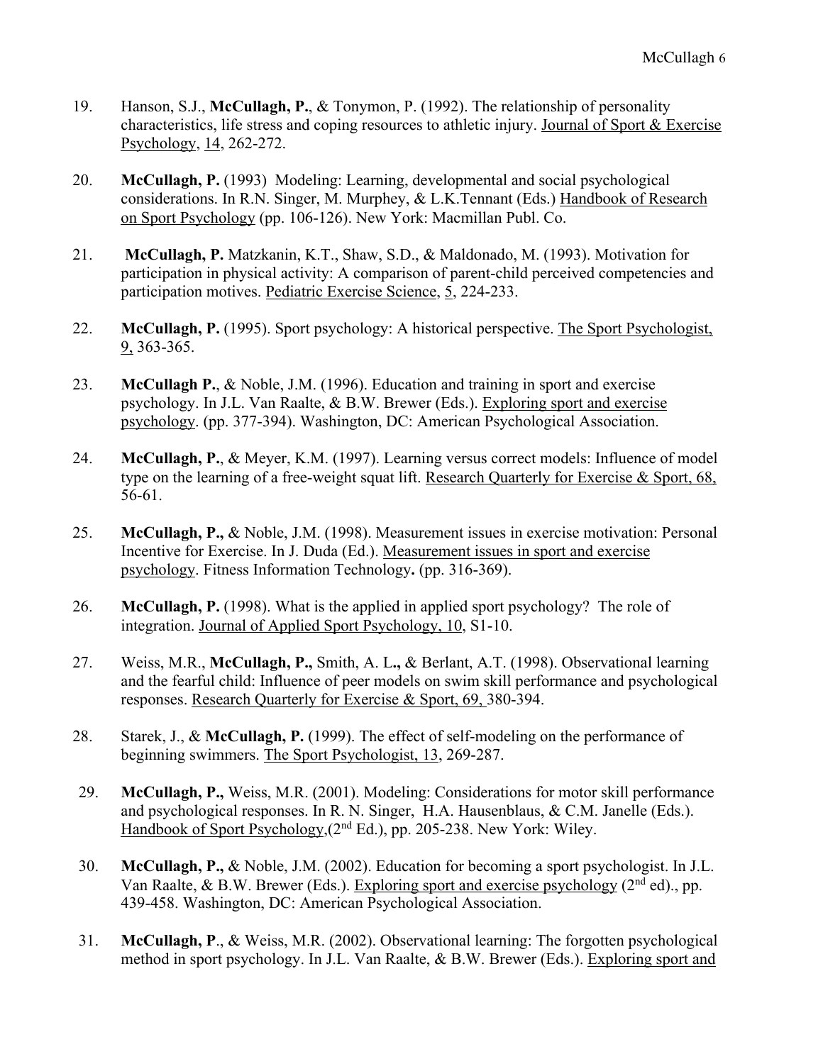19. Hanson, S.J., **McCullagh, P.**, & Tonymon, P. (1992). The relationship of personality characteristics, life stress and coping resources to athletic injury. Journal of Sport & Exercise Psychology, 14, 262-272.

20. **McCullagh, P.** (1993) Modeling: Learning, developmental and social psychological considerations. In R.N. Singer, M. Murphey, & L.K.Tennant (Eds.) Handbook of Research on Sport Psychology (pp. 106-126). New York: Macmillan Publ. Co.

21. **McCullagh, P.** Matzkanin, K.T., Shaw, S.D., & Maldonado, M. (1993). Motivation for participation in physical activity: A comparison of parent-child perceived competencies and participation motives. Pediatric Exercise Science, 5, 224-233.

22. **McCullagh, P.** (1995). Sport psychology: A historical perspective. The Sport Psychologist, 9, 363-365.

23. **McCullagh P.**, & Noble, J.M. (1996). Education and training in sport and exercise psychology. In J.L. Van Raalte, & B.W. Brewer (Eds.). Exploring sport and exercise psychology. (pp. 377-394). Washington, DC: American Psychological Association.

24. **McCullagh, P.**, & Meyer, K.M. (1997). Learning versus correct models: Influence of model type on the learning of a free-weight squat lift. Research Quarterly for Exercise & Sport, 68, 56-61.

25. **McCullagh, P.,** & Noble, J.M. (1998). Measurement issues in exercise motivation: Personal Incentive for Exercise. In J. Duda (Ed.). Measurement issues in sport and exercise psychology. Fitness Information Technology**.** (pp. 316-369).

26. **McCullagh, P.** (1998). What is the applied in applied sport psychology? The role of integration. Journal of Applied Sport Psychology, 10, S1-10.

27. Weiss, M.R., **McCullagh, P.,** Smith, A. L**.,** & Berlant, A.T. (1998). Observational learning and the fearful child: Influence of peer models on swim skill performance and psychological responses. Research Quarterly for Exercise & Sport, 69, 380-394.

28. Starek, J., & **McCullagh, P.** (1999). The effect of self-modeling on the performance of beginning swimmers. The Sport Psychologist, 13, 269-287.

29. **McCullagh, P.,** Weiss, M.R. (2001). Modeling: Considerations for motor skill performance and psychological responses. In R. N. Singer, H.A. Hausenblaus, & C.M. Janelle (Eds.). Handbook of Sport Psychology,(2nd Ed.), pp. 205-238. New York: Wiley.

30. **McCullagh, P.,** & Noble, J.M. (2002). Education for becoming a sport psychologist. In J.L. Van Raalte, & B.W. Brewer (Eds.). Exploring sport and exercise psychology (2nd ed)., pp. 439-458. Washington, DC: American Psychological Association.

31. **McCullagh, P**., & Weiss, M.R. (2002). Observational learning: The forgotten psychological method in sport psychology. In J.L. Van Raalte, & B.W. Brewer (Eds.). Exploring sport and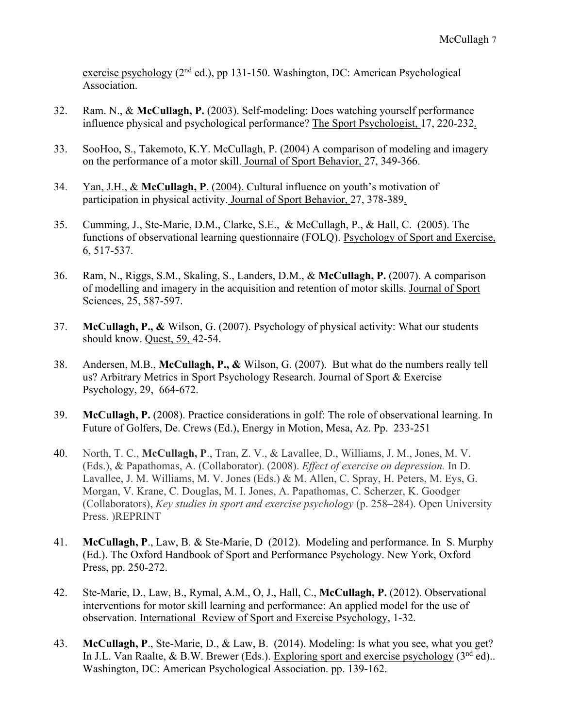exercise psychology (2nd ed.), pp 131-150. Washington, DC: American Psychological Association.

32. Ram. N., & **McCullagh, P.** (2003). Self-modeling: Does watching yourself performance influence physical and psychological performance? The Sport Psychologist, 17, 220-232.

33. SooHoo, S., Takemoto, K.Y. McCullagh, P. (2004) A comparison of modeling and imagery on the performance of a motor skill. Journal of Sport Behavior, 27, 349-366.

34. Yan, J.H., & **McCullagh, P**. (2004). Cultural influence on youth's motivation of participation in physical activity. Journal of Sport Behavior, 27, 378-389.

35. Cumming, J., Ste-Marie, D.M., Clarke, S.E., & McCullagh, P., & Hall, C. (2005). The functions of observational learning questionnaire (FOLQ). Psychology of Sport and Exercise, 6, 517-537.

36. Ram, N., Riggs, S.M., Skaling, S., Landers, D.M., & **McCullagh, P.** (2007). A comparison of modelling and imagery in the acquisition and retention of motor skills. Journal of Sport Sciences, 25, 587-597.

37. **McCullagh, P., &** Wilson, G. (2007). Psychology of physical activity: What our students should know. Quest, 59, 42-54.

38. Andersen, M.B., **McCullagh, P., &** Wilson, G. (2007). But what do the numbers really tell us? Arbitrary Metrics in Sport Psychology Research. Journal of Sport & Exercise Psychology, 29, 664-672.

39. **McCullagh, P.** (2008). Practice considerations in golf: The role of observational learning. In Future of Golfers, De. Crews (Ed.), Energy in Motion, Mesa, Az. Pp. 233-251

40. North, T. C., **McCullagh, P**., Tran, Z. V., & Lavallee, D., Williams, J. M., Jones, M. V. (Eds.), & Papathomas, A. (Collaborator). (2008). *Effect of exercise on depression.* In D. Lavallee, J. M. Williams, M. V. Jones (Eds.) & M. Allen, C. Spray, H. Peters, M. Eys, G. Morgan, V. Krane, C. Douglas, M. I. Jones, A. Papathomas, C. Scherzer, K. Goodger (Collaborators), *Key studies in sport and exercise psychology* (p. 258–284). Open University Press. )REPRINT

41. **McCullagh, P**., Law, B. & Ste-Marie, D (2012). Modeling and performance. In S. Murphy (Ed.). The Oxford Handbook of Sport and Performance Psychology. New York, Oxford Press, pp. 250-272.

42. Ste-Marie, D., Law, B., Rymal, A.M., O, J., Hall, C., **McCullagh, P.** (2012). Observational interventions for motor skill learning and performance: An applied model for the use of observation. International Review of Sport and Exercise Psychology, 1-32.

43. **McCullagh, P**., Ste-Marie, D., & Law, B. (2014). Modeling: Is what you see, what you get? In J.L. Van Raalte, & B.W. Brewer (Eds.). Exploring sport and exercise psychology (3rd ed).. Washington, DC: American Psychological Association. pp. 139-162.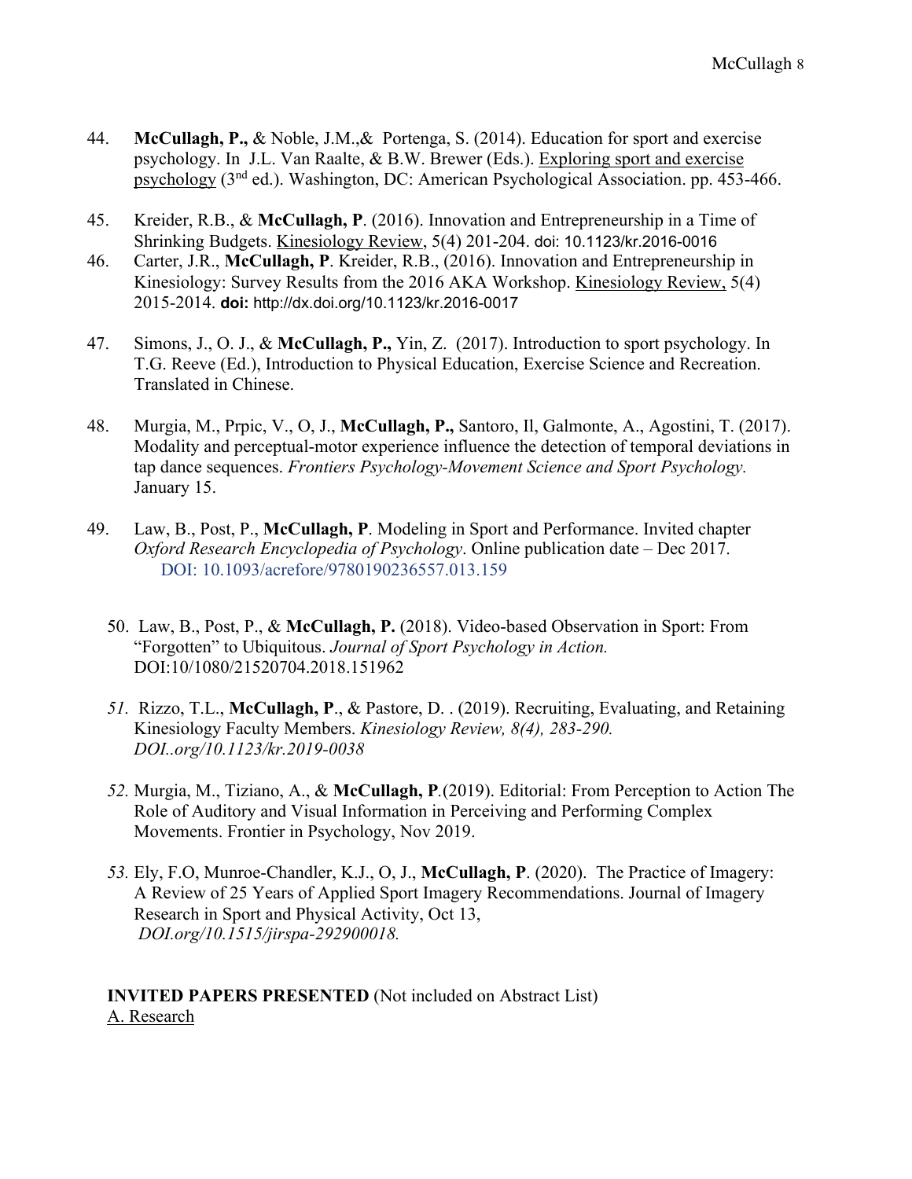44. **McCullagh, P.,** & Noble, J.M.,& Portenga, S. (2014). Education for sport and exercise psychology. In J.L. Van Raalte, & B.W. Brewer (Eds.). Exploring sport and exercise psychology (3rd ed.). Washington, DC: American Psychological Association. pp. 453-466.

45. Kreider, R.B., & **McCullagh, P**. (2016). Innovation and Entrepreneurship in a Time of Shrinking Budgets. Kinesiology Review, 5(4) 201-204. doi: 10.1123/kr.2016-0016

46. Carter, J.R., **McCullagh, P**. Kreider, R.B., (2016). Innovation and Entrepreneurship in Kinesiology: Survey Results from the 2016 AKA Workshop. Kinesiology Review, 5(4) 2015-2014. **doi:** http://dx.doi.org/10.1123/kr.2016-0017

47. Simons, J., O. J., & **McCullagh, P.,** Yin, Z. (2017). Introduction to sport psychology. In T.G. Reeve (Ed.), Introduction to Physical Education, Exercise Science and Recreation. Translated in Chinese.

48. Murgia, M., Prpic, V., O, J., **McCullagh, P.,** Santoro, Il, Galmonte, A., Agostini, T. (2017). Modality and perceptual-motor experience influence the detection of temporal deviations in tap dance sequences. *Frontiers Psychology-Movement Science and Sport Psychology.* January 15.

49. Law, B., Post, P., **McCullagh, P**. Modeling in Sport and Performance. Invited chapter *Oxford Research Encyclopedia of Psychology*. Online publication date – Dec 2017. DOI: 10.1093/acrefore/9780190236557.013.159

50. Law, B., Post, P., & **McCullagh, P.** (2018). Video-based Observation in Sport: From "Forgotten" to Ubiquitous. *Journal of Sport Psychology in Action.* DOI:10/1080/21520704.2018.151962

51. Rizzo, T.L., **McCullagh, P**., & Pastore, D. . (2019). Recruiting, Evaluating, and Retaining Kinesiology Faculty Members. *Kinesiology Review, 8(4), 283-290. DOI..org/10.1123/kr.2019-0038*

52. Murgia, M., Tiziano, A., & **McCullagh, P**.(2019). Editorial: From Perception to Action The Role of Auditory and Visual Information in Perceiving and Performing Complex Movements. Frontier in Psychology, Nov 2019.

53. Ely, F.O, Munroe-Chandler, K.J., O, J., **McCullagh, P**. (2020). The Practice of Imagery: A Review of 25 Years of Applied Sport Imagery Recommendations. Journal of Imagery Research in Sport and Physical Activity, Oct 13, *DOI.org/10.1515/jirspa-292900018.*

**INVITED PAPERS PRESENTED** (Not included on Abstract List)

A. Research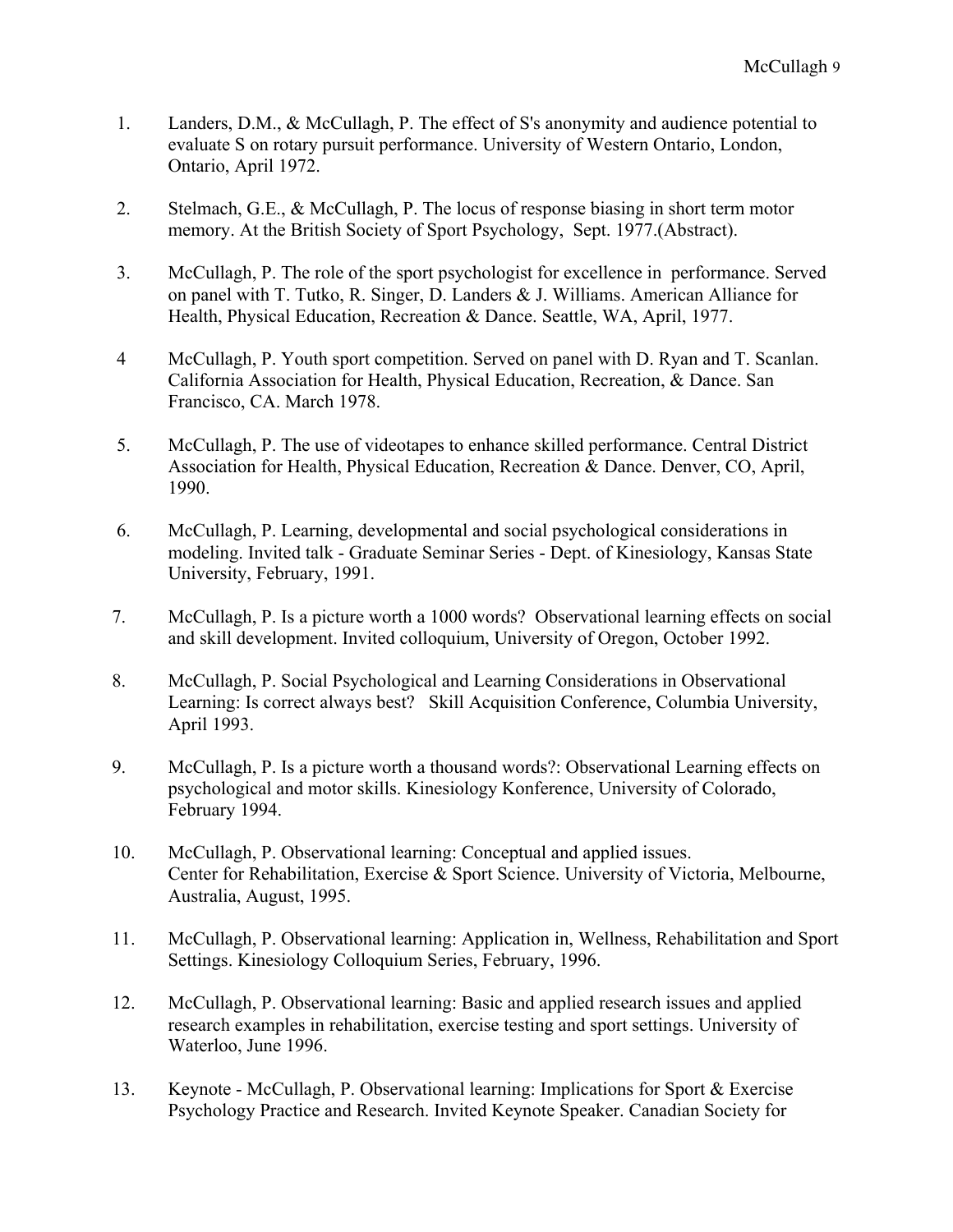1. Landers, D.M., & McCullagh, P. The effect of S's anonymity and audience potential to evaluate S on rotary pursuit performance. University of Western Ontario, London, Ontario, April 1972.

2. Stelmach, G.E., & McCullagh, P. The locus of response biasing in short term motor memory. At the British Society of Sport Psychology, Sept. 1977.(Abstract).

3. McCullagh, P. The role of the sport psychologist for excellence in performance. Served on panel with T. Tutko, R. Singer, D. Landers & J. Williams. American Alliance for Health, Physical Education, Recreation & Dance. Seattle, WA, April, 1977.

4 McCullagh, P. Youth sport competition. Served on panel with D. Ryan and T. Scanlan. California Association for Health, Physical Education, Recreation, & Dance. San Francisco, CA. March 1978.

5. McCullagh, P. The use of videotapes to enhance skilled performance. Central District Association for Health, Physical Education, Recreation & Dance. Denver, CO, April, 1990.

6. McCullagh, P. Learning, developmental and social psychological considerations in modeling. Invited talk - Graduate Seminar Series - Dept. of Kinesiology, Kansas State University, February, 1991.

7. McCullagh, P. Is a picture worth a 1000 words? Observational learning effects on social and skill development. Invited colloquium, University of Oregon, October 1992.

8. McCullagh, P. Social Psychological and Learning Considerations in Observational Learning: Is correct always best? Skill Acquisition Conference, Columbia University, April 1993.

9. McCullagh, P. Is a picture worth a thousand words?: Observational Learning effects on psychological and motor skills. Kinesiology Konference, University of Colorado, February 1994.

10. McCullagh, P. Observational learning: Conceptual and applied issues. Center for Rehabilitation, Exercise & Sport Science. University of Victoria, Melbourne, Australia, August, 1995.

11. McCullagh, P. Observational learning: Application in, Wellness, Rehabilitation and Sport Settings. Kinesiology Colloquium Series, February, 1996.

12. McCullagh, P. Observational learning: Basic and applied research issues and applied research examples in rehabilitation, exercise testing and sport settings. University of Waterloo, June 1996.

13. Keynote - McCullagh, P. Observational learning: Implications for Sport & Exercise Psychology Practice and Research. Invited Keynote Speaker. Canadian Society for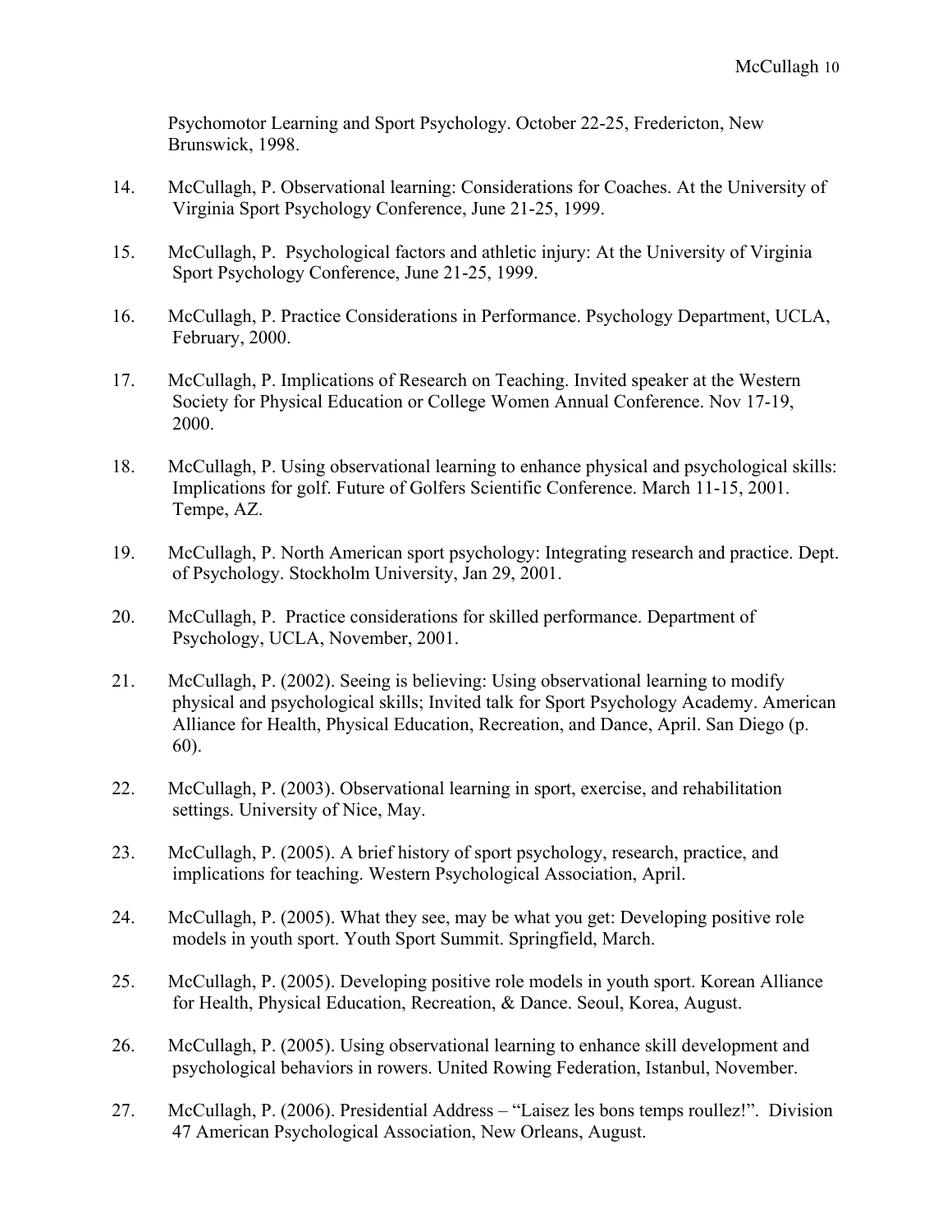Psychomotor Learning and Sport Psychology. October 22-25, Fredericton, New Brunswick, 1998.

14. McCullagh, P. Observational learning: Considerations for Coaches. At the University of Virginia Sport Psychology Conference, June 21-25, 1999.

15. McCullagh, P. Psychological factors and athletic injury: At the University of Virginia Sport Psychology Conference, June 21-25, 1999.

16. McCullagh, P. Practice Considerations in Performance. Psychology Department, UCLA, February, 2000.

17. McCullagh, P. Implications of Research on Teaching. Invited speaker at the Western Society for Physical Education or College Women Annual Conference. Nov 17-19, 2000.

18. McCullagh, P. Using observational learning to enhance physical and psychological skills: Implications for golf. Future of Golfers Scientific Conference. March 11-15, 2001. Tempe, AZ.

19. McCullagh, P. North American sport psychology: Integrating research and practice. Dept. of Psychology. Stockholm University, Jan 29, 2001.

20. McCullagh, P. Practice considerations for skilled performance. Department of Psychology, UCLA, November, 2001.

21. McCullagh, P. (2002). Seeing is believing: Using observational learning to modify physical and psychological skills; Invited talk for Sport Psychology Academy. American Alliance for Health, Physical Education, Recreation, and Dance, April. San Diego (p. 60).

22. McCullagh, P. (2003). Observational learning in sport, exercise, and rehabilitation settings. University of Nice, May.

23. McCullagh, P. (2005). A brief history of sport psychology, research, practice, and implications for teaching. Western Psychological Association, April.

24. McCullagh, P. (2005). What they see, may be what you get: Developing positive role models in youth sport. Youth Sport Summit. Springfield, March.

25. McCullagh, P. (2005). Developing positive role models in youth sport. Korean Alliance for Health, Physical Education, Recreation, & Dance. Seoul, Korea, August.

26. McCullagh, P. (2005). Using observational learning to enhance skill development and psychological behaviors in rowers. United Rowing Federation, Istanbul, November.

27. McCullagh, P. (2006). Presidential Address – "Laisez les bons temps roullez!". Division 47 American Psychological Association, New Orleans, August.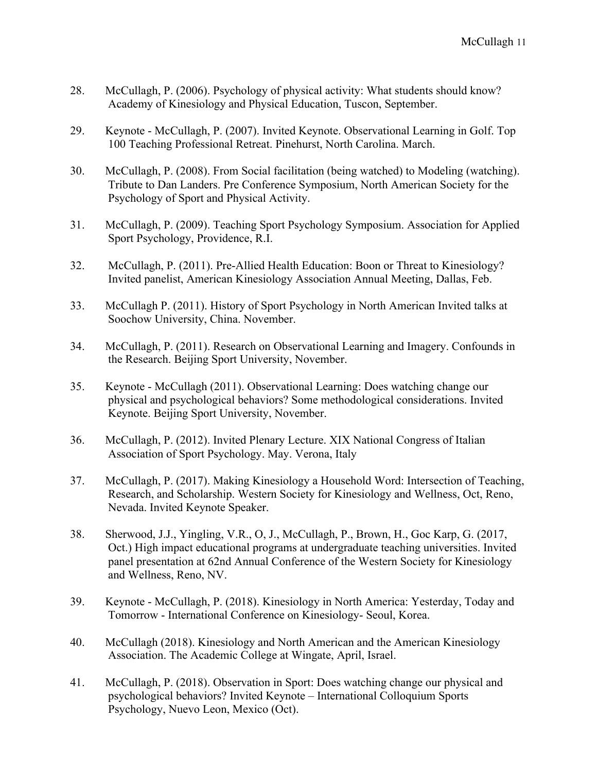28. McCullagh, P. (2006). Psychology of physical activity: What students should know? Academy of Kinesiology and Physical Education, Tuscon, September.

29. Keynote - McCullagh, P. (2007). Invited Keynote. Observational Learning in Golf. Top 100 Teaching Professional Retreat. Pinehurst, North Carolina. March.

30. McCullagh, P. (2008). From Social facilitation (being watched) to Modeling (watching). Tribute to Dan Landers. Pre Conference Symposium, North American Society for the Psychology of Sport and Physical Activity.

31. McCullagh, P. (2009). Teaching Sport Psychology Symposium. Association for Applied Sport Psychology, Providence, R.I.

32. McCullagh, P. (2011). Pre-Allied Health Education: Boon or Threat to Kinesiology? Invited panelist, American Kinesiology Association Annual Meeting, Dallas, Feb.

33. McCullagh P. (2011). History of Sport Psychology in North American Invited talks at Soochow University, China. November.

34. McCullagh, P. (2011). Research on Observational Learning and Imagery. Confounds in the Research. Beijing Sport University, November.

35. Keynote - McCullagh (2011). Observational Learning: Does watching change our physical and psychological behaviors? Some methodological considerations. Invited Keynote. Beijing Sport University, November.

36. McCullagh, P. (2012). Invited Plenary Lecture. XIX National Congress of Italian Association of Sport Psychology. May. Verona, Italy

37. McCullagh, P. (2017). Making Kinesiology a Household Word: Intersection of Teaching, Research, and Scholarship. Western Society for Kinesiology and Wellness, Oct, Reno, Nevada. Invited Keynote Speaker.

38. Sherwood, J.J., Yingling, V.R., O, J., McCullagh, P., Brown, H., Goc Karp, G. (2017, Oct.) High impact educational programs at undergraduate teaching universities. Invited panel presentation at 62nd Annual Conference of the Western Society for Kinesiology and Wellness, Reno, NV.

39. Keynote - McCullagh, P. (2018). Kinesiology in North America: Yesterday, Today and Tomorrow - International Conference on Kinesiology- Seoul, Korea.

40. McCullagh (2018). Kinesiology and North American and the American Kinesiology Association. The Academic College at Wingate, April, Israel.

41. McCullagh, P. (2018). Observation in Sport: Does watching change our physical and psychological behaviors? Invited Keynote – International Colloquium Sports Psychology, Nuevo Leon, Mexico (Oct).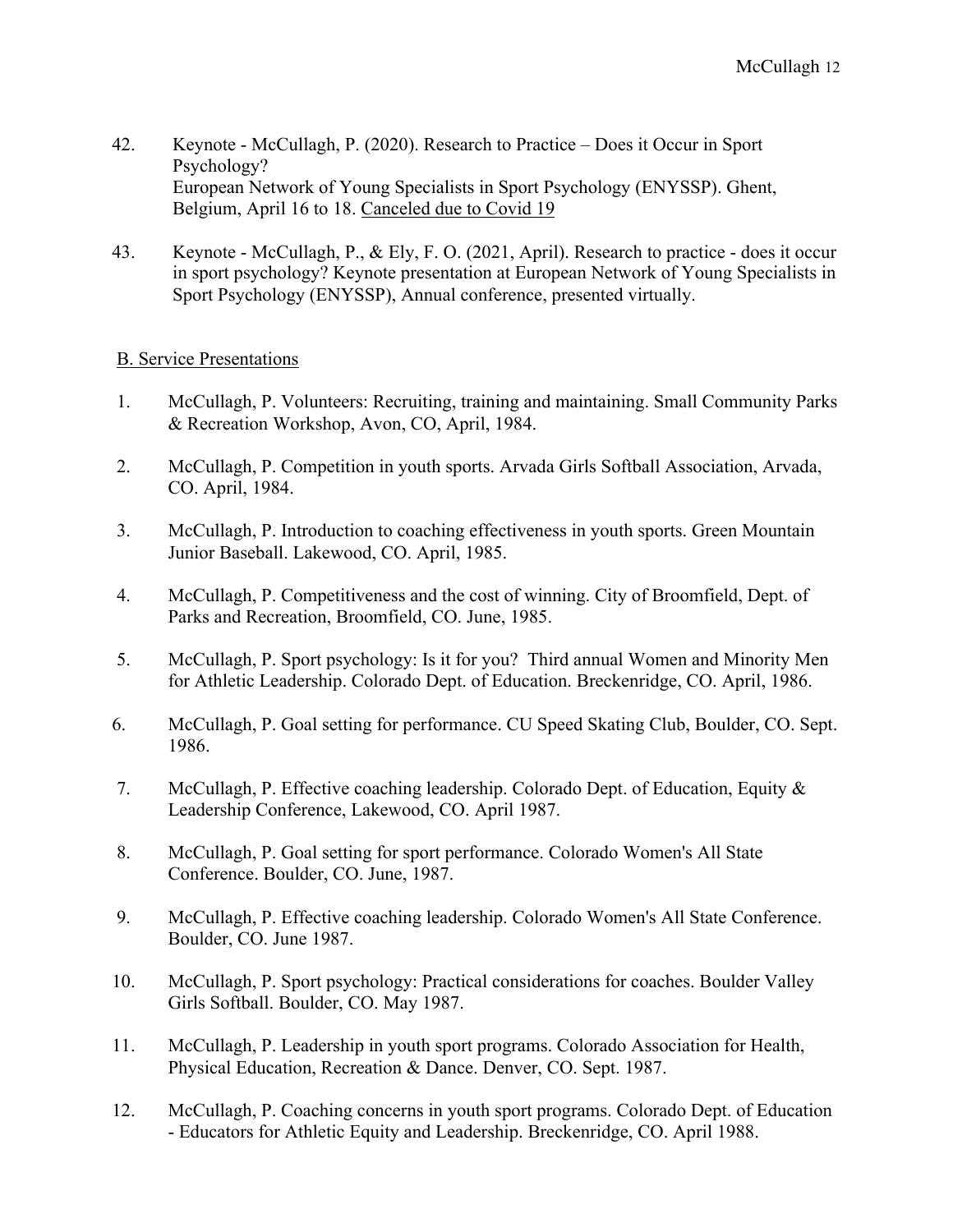42. Keynote - McCullagh, P. (2020). Research to Practice – Does it Occur in Sport Psychology?
    European Network of Young Specialists in Sport Psychology (ENYSSP). Ghent, Belgium, April 16 to 18. <u>Canceled due to Covid 19</u>

43. Keynote - McCullagh, P., & Ely, F. O. (2021, April). Research to practice - does it occur in sport psychology? Keynote presentation at European Network of Young Specialists in Sport Psychology (ENYSSP), Annual conference, presented virtually.

<u>B. Service Presentations</u>

1. McCullagh, P. Volunteers: Recruiting, training and maintaining. Small Community Parks & Recreation Workshop, Avon, CO, April, 1984.

2. McCullagh, P. Competition in youth sports. Arvada Girls Softball Association, Arvada, CO. April, 1984.

3. McCullagh, P. Introduction to coaching effectiveness in youth sports. Green Mountain Junior Baseball. Lakewood, CO. April, 1985.

4. McCullagh, P. Competitiveness and the cost of winning. City of Broomfield, Dept. of Parks and Recreation, Broomfield, CO. June, 1985.

5. McCullagh, P. Sport psychology: Is it for you? Third annual Women and Minority Men for Athletic Leadership. Colorado Dept. of Education. Breckenridge, CO. April, 1986.

6. McCullagh, P. Goal setting for performance. CU Speed Skating Club, Boulder, CO. Sept. 1986.

7. McCullagh, P. Effective coaching leadership. Colorado Dept. of Education, Equity & Leadership Conference, Lakewood, CO. April 1987.

8. McCullagh, P. Goal setting for sport performance. Colorado Women's All State Conference. Boulder, CO. June, 1987.

9. McCullagh, P. Effective coaching leadership. Colorado Women's All State Conference. Boulder, CO. June 1987.

10. McCullagh, P. Sport psychology: Practical considerations for coaches. Boulder Valley Girls Softball. Boulder, CO. May 1987.

11. McCullagh, P. Leadership in youth sport programs. Colorado Association for Health, Physical Education, Recreation & Dance. Denver, CO. Sept. 1987.

12. McCullagh, P. Coaching concerns in youth sport programs. Colorado Dept. of Education - Educators for Athletic Equity and Leadership. Breckenridge, CO. April 1988.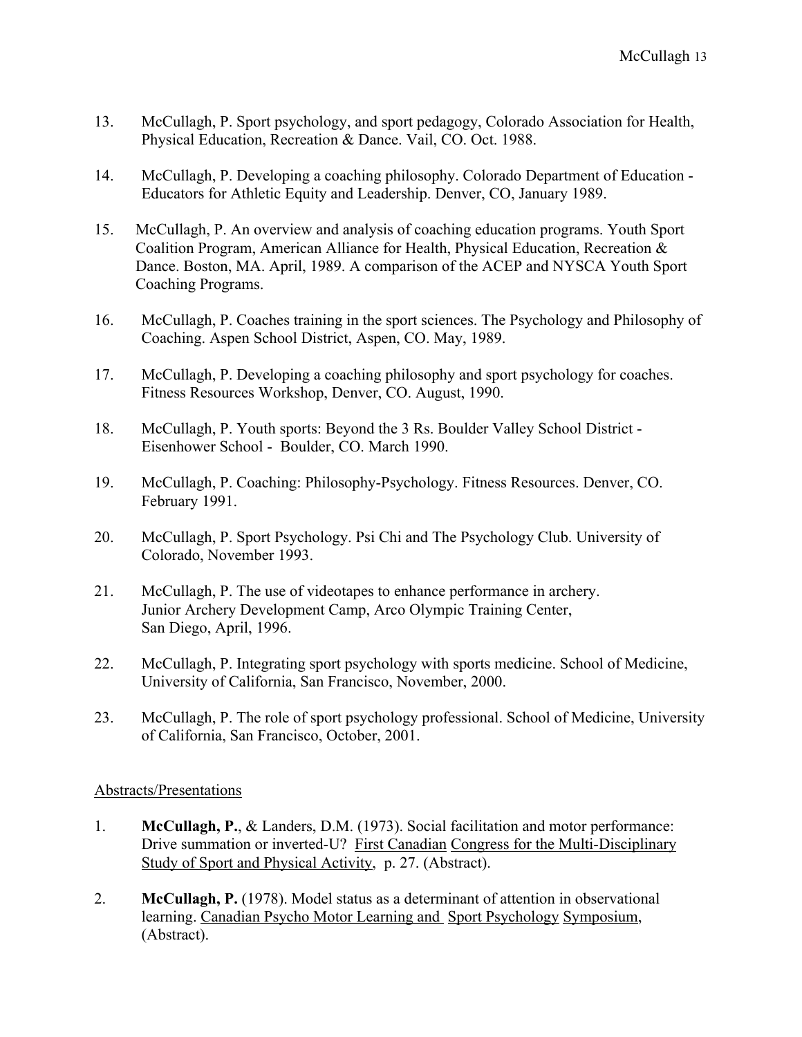13. McCullagh, P. Sport psychology, and sport pedagogy, Colorado Association for Health, Physical Education, Recreation & Dance. Vail, CO. Oct. 1988.

14. McCullagh, P. Developing a coaching philosophy. Colorado Department of Education - Educators for Athletic Equity and Leadership. Denver, CO, January 1989.

15. McCullagh, P. An overview and analysis of coaching education programs. Youth Sport Coalition Program, American Alliance for Health, Physical Education, Recreation & Dance. Boston, MA. April, 1989. A comparison of the ACEP and NYSCA Youth Sport Coaching Programs.

16. McCullagh, P. Coaches training in the sport sciences. The Psychology and Philosophy of Coaching. Aspen School District, Aspen, CO. May, 1989.

17. McCullagh, P. Developing a coaching philosophy and sport psychology for coaches. Fitness Resources Workshop, Denver, CO. August, 1990.

18. McCullagh, P. Youth sports: Beyond the 3 Rs. Boulder Valley School District - Eisenhower School - Boulder, CO. March 1990.

19. McCullagh, P. Coaching: Philosophy-Psychology. Fitness Resources. Denver, CO. February 1991.

20. McCullagh, P. Sport Psychology. Psi Chi and The Psychology Club. University of Colorado, November 1993.

21. McCullagh, P. The use of videotapes to enhance performance in archery. Junior Archery Development Camp, Arco Olympic Training Center, San Diego, April, 1996.

22. McCullagh, P. Integrating sport psychology with sports medicine. School of Medicine, University of California, San Francisco, November, 2000.

23. McCullagh, P. The role of sport psychology professional. School of Medicine, University of California, San Francisco, October, 2001.

<u>Abstracts/Presentations</u>

1. **McCullagh, P.**, & Landers, D.M. (1973). Social facilitation and motor performance: Drive summation or inverted-U? <u>First Canadian Congress for the Multi-Disciplinary Study of Sport and Physical Activity</u>, p. 27. (Abstract).

2. **McCullagh, P.** (1978). Model status as a determinant of attention in observational learning. <u>Canadian Psycho Motor Learning and Sport Psychology Symposium</u>, (Abstract).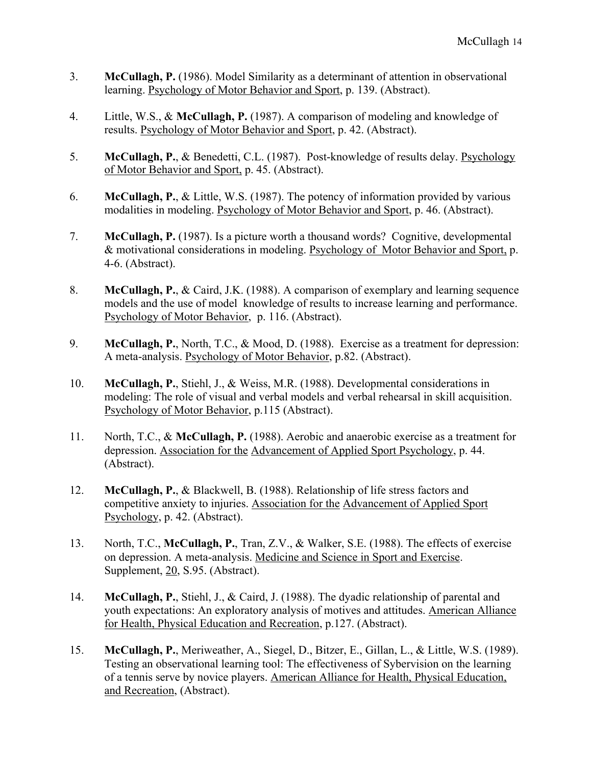3. **McCullagh, P.** (1986). Model Similarity as a determinant of attention in observational learning. Psychology of Motor Behavior and Sport, p. 139. (Abstract).

4. Little, W.S., & **McCullagh, P.** (1987). A comparison of modeling and knowledge of results. Psychology of Motor Behavior and Sport, p. 42. (Abstract).

5. **McCullagh, P.**, & Benedetti, C.L. (1987). Post-knowledge of results delay. Psychology of Motor Behavior and Sport, p. 45. (Abstract).

6. **McCullagh, P.**, & Little, W.S. (1987). The potency of information provided by various modalities in modeling. Psychology of Motor Behavior and Sport, p. 46. (Abstract).

7. **McCullagh, P.** (1987). Is a picture worth a thousand words? Cognitive, developmental & motivational considerations in modeling. Psychology of Motor Behavior and Sport, p. 4-6. (Abstract).

8. **McCullagh, P.**, & Caird, J.K. (1988). A comparison of exemplary and learning sequence models and the use of model knowledge of results to increase learning and performance. Psychology of Motor Behavior, p. 116. (Abstract).

9. **McCullagh, P.**, North, T.C., & Mood, D. (1988). Exercise as a treatment for depression: A meta-analysis. Psychology of Motor Behavior, p.82. (Abstract).

10. **McCullagh, P.**, Stiehl, J., & Weiss, M.R. (1988). Developmental considerations in modeling: The role of visual and verbal models and verbal rehearsal in skill acquisition. Psychology of Motor Behavior, p.115 (Abstract).

11. North, T.C., & **McCullagh, P.** (1988). Aerobic and anaerobic exercise as a treatment for depression. Association for the Advancement of Applied Sport Psychology, p. 44. (Abstract).

12. **McCullagh, P.**, & Blackwell, B. (1988). Relationship of life stress factors and competitive anxiety to injuries. Association for the Advancement of Applied Sport Psychology, p. 42. (Abstract).

13. North, T.C., **McCullagh, P.**, Tran, Z.V., & Walker, S.E. (1988). The effects of exercise on depression. A meta-analysis. Medicine and Science in Sport and Exercise. Supplement, 20, S.95. (Abstract).

14. **McCullagh, P.**, Stiehl, J., & Caird, J. (1988). The dyadic relationship of parental and youth expectations: An exploratory analysis of motives and attitudes. American Alliance for Health, Physical Education and Recreation, p.127. (Abstract).

15. **McCullagh, P.**, Meriweather, A., Siegel, D., Bitzer, E., Gillan, L., & Little, W.S. (1989). Testing an observational learning tool: The effectiveness of Sybervision on the learning of a tennis serve by novice players. American Alliance for Health, Physical Education, and Recreation, (Abstract).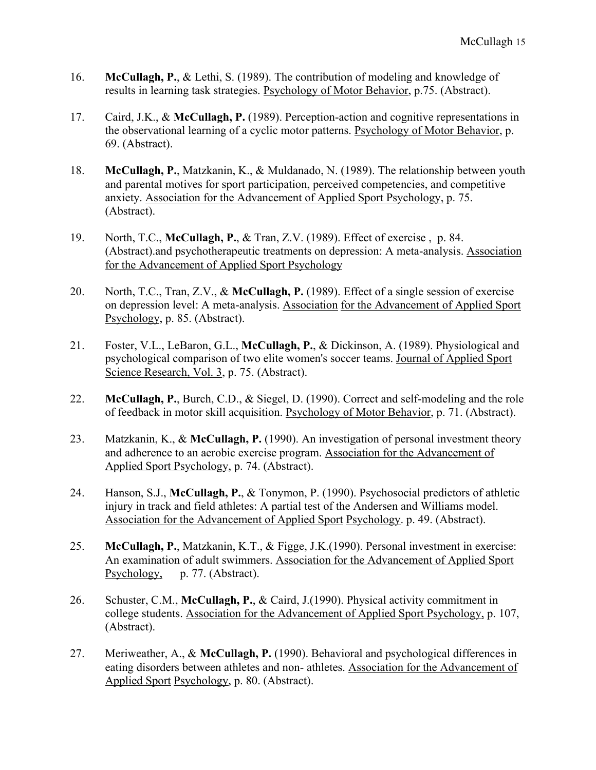16. **McCullagh, P.**, & Lethi, S. (1989). The contribution of modeling and knowledge of results in learning task strategies. Psychology of Motor Behavior, p.75. (Abstract).

17. Caird, J.K., & **McCullagh, P.** (1989). Perception-action and cognitive representations in the observational learning of a cyclic motor patterns. Psychology of Motor Behavior, p. 69. (Abstract).

18. **McCullagh, P.**, Matzkanin, K., & Muldanado, N. (1989). The relationship between youth and parental motives for sport participation, perceived competencies, and competitive anxiety. Association for the Advancement of Applied Sport Psychology, p. 75. (Abstract).

19. North, T.C., **McCullagh, P.**, & Tran, Z.V. (1989). Effect of exercise , p. 84. (Abstract).and psychotherapeutic treatments on depression: A meta-analysis. Association for the Advancement of Applied Sport Psychology

20. North, T.C., Tran, Z.V., & **McCullagh, P.** (1989). Effect of a single session of exercise on depression level: A meta-analysis. Association for the Advancement of Applied Sport Psychology, p. 85. (Abstract).

21. Foster, V.L., LeBaron, G.L., **McCullagh, P.**, & Dickinson, A. (1989). Physiological and psychological comparison of two elite women's soccer teams. Journal of Applied Sport Science Research, Vol. 3, p. 75. (Abstract).

22. **McCullagh, P.**, Burch, C.D., & Siegel, D. (1990). Correct and self-modeling and the role of feedback in motor skill acquisition. Psychology of Motor Behavior, p. 71. (Abstract).

23. Matzkanin, K., & **McCullagh, P.** (1990). An investigation of personal investment theory and adherence to an aerobic exercise program. Association for the Advancement of Applied Sport Psychology, p. 74. (Abstract).

24. Hanson, S.J., **McCullagh, P.**, & Tonymon, P. (1990). Psychosocial predictors of athletic injury in track and field athletes: A partial test of the Andersen and Williams model. Association for the Advancement of Applied Sport Psychology. p. 49. (Abstract).

25. **McCullagh, P.**, Matzkanin, K.T., & Figge, J.K.(1990). Personal investment in exercise: An examination of adult swimmers. Association for the Advancement of Applied Sport Psychology, p. 77. (Abstract).

26. Schuster, C.M., **McCullagh, P.**, & Caird, J.(1990). Physical activity commitment in college students. Association for the Advancement of Applied Sport Psychology, p. 107, (Abstract).

27. Meriweather, A., & **McCullagh, P.** (1990). Behavioral and psychological differences in eating disorders between athletes and non- athletes. Association for the Advancement of Applied Sport Psychology, p. 80. (Abstract).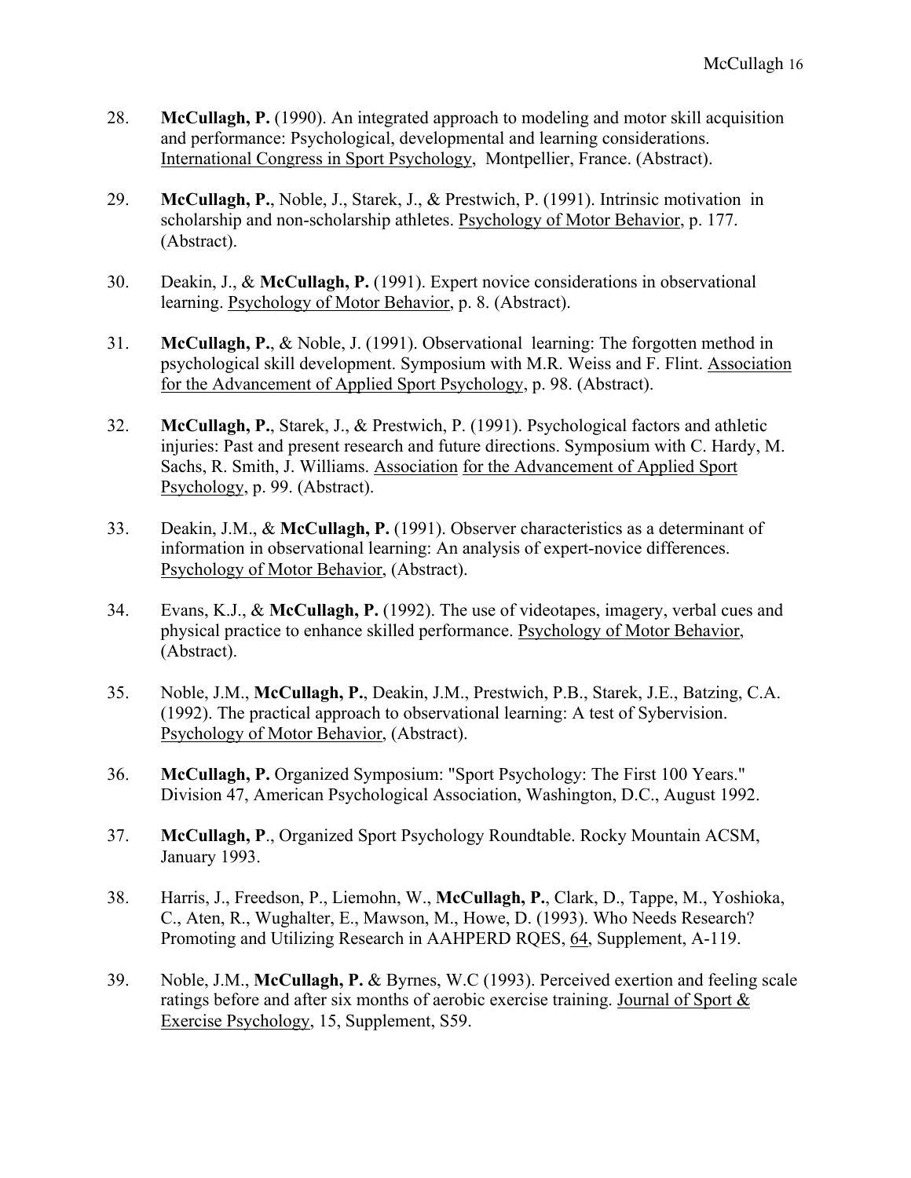28. **McCullagh, P.** (1990). An integrated approach to modeling and motor skill acquisition and performance: Psychological, developmental and learning considerations. International Congress in Sport Psychology, Montpellier, France. (Abstract).

29. **McCullagh, P.**, Noble, J., Starek, J., & Prestwich, P. (1991). Intrinsic motivation in scholarship and non-scholarship athletes. Psychology of Motor Behavior, p. 177. (Abstract).

30. Deakin, J., & **McCullagh, P.** (1991). Expert novice considerations in observational learning. Psychology of Motor Behavior, p. 8. (Abstract).

31. **McCullagh, P.**, & Noble, J. (1991). Observational learning: The forgotten method in psychological skill development. Symposium with M.R. Weiss and F. Flint. Association for the Advancement of Applied Sport Psychology, p. 98. (Abstract).

32. **McCullagh, P.**, Starek, J., & Prestwich, P. (1991). Psychological factors and athletic injuries: Past and present research and future directions. Symposium with C. Hardy, M. Sachs, R. Smith, J. Williams. Association for the Advancement of Applied Sport Psychology, p. 99. (Abstract).

33. Deakin, J.M., & **McCullagh, P.** (1991). Observer characteristics as a determinant of information in observational learning: An analysis of expert-novice differences. Psychology of Motor Behavior, (Abstract).

34. Evans, K.J., & **McCullagh, P.** (1992). The use of videotapes, imagery, verbal cues and physical practice to enhance skilled performance. Psychology of Motor Behavior, (Abstract).

35. Noble, J.M., **McCullagh, P.**, Deakin, J.M., Prestwich, P.B., Starek, J.E., Batzing, C.A. (1992). The practical approach to observational learning: A test of Sybervision. Psychology of Motor Behavior, (Abstract).

36. **McCullagh, P.** Organized Symposium: "Sport Psychology: The First 100 Years." Division 47, American Psychological Association, Washington, D.C., August 1992.

37. **McCullagh, P**., Organized Sport Psychology Roundtable. Rocky Mountain ACSM, January 1993.

38. Harris, J., Freedson, P., Liemohn, W., **McCullagh, P.**, Clark, D., Tappe, M., Yoshioka, C., Aten, R., Wughalter, E., Mawson, M., Howe, D. (1993). Who Needs Research? Promoting and Utilizing Research in AAHPERD RQES, 64, Supplement, A-119.

39. Noble, J.M., **McCullagh, P.** & Byrnes, W.C (1993). Perceived exertion and feeling scale ratings before and after six months of aerobic exercise training. Journal of Sport & Exercise Psychology, 15, Supplement, S59.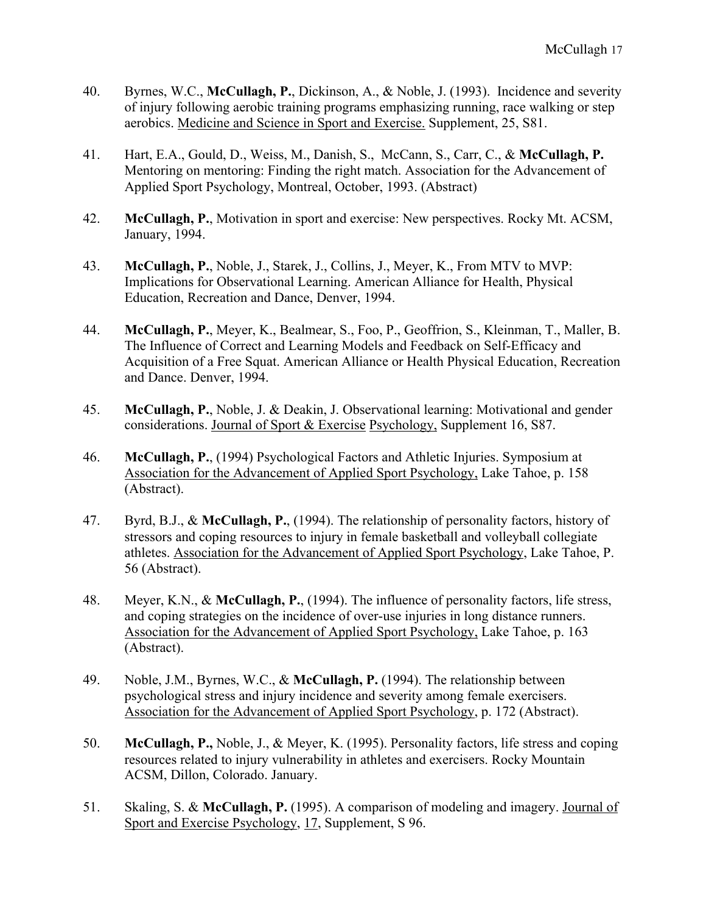40. Byrnes, W.C., **McCullagh, P.**, Dickinson, A., & Noble, J. (1993). Incidence and severity of injury following aerobic training programs emphasizing running, race walking or step aerobics. Medicine and Science in Sport and Exercise. Supplement, 25, S81.

41. Hart, E.A., Gould, D., Weiss, M., Danish, S., McCann, S., Carr, C., & **McCullagh, P.** Mentoring on mentoring: Finding the right match. Association for the Advancement of Applied Sport Psychology, Montreal, October, 1993. (Abstract)

42. **McCullagh, P.**, Motivation in sport and exercise: New perspectives. Rocky Mt. ACSM, January, 1994.

43. **McCullagh, P.**, Noble, J., Starek, J., Collins, J., Meyer, K., From MTV to MVP: Implications for Observational Learning. American Alliance for Health, Physical Education, Recreation and Dance, Denver, 1994.

44. **McCullagh, P.**, Meyer, K., Bealmear, S., Foo, P., Geoffrion, S., Kleinman, T., Maller, B. The Influence of Correct and Learning Models and Feedback on Self-Efficacy and Acquisition of a Free Squat. American Alliance or Health Physical Education, Recreation and Dance. Denver, 1994.

45. **McCullagh, P.**, Noble, J. & Deakin, J. Observational learning: Motivational and gender considerations. Journal of Sport & Exercise Psychology, Supplement 16, S87.

46. **McCullagh, P.**, (1994) Psychological Factors and Athletic Injuries. Symposium at Association for the Advancement of Applied Sport Psychology, Lake Tahoe, p. 158 (Abstract).

47. Byrd, B.J., & **McCullagh, P.**, (1994). The relationship of personality factors, history of stressors and coping resources to injury in female basketball and volleyball collegiate athletes. Association for the Advancement of Applied Sport Psychology, Lake Tahoe, P. 56 (Abstract).

48. Meyer, K.N., & **McCullagh, P.**, (1994). The influence of personality factors, life stress, and coping strategies on the incidence of over-use injuries in long distance runners. Association for the Advancement of Applied Sport Psychology, Lake Tahoe, p. 163 (Abstract).

49. Noble, J.M., Byrnes, W.C., & **McCullagh, P.** (1994). The relationship between psychological stress and injury incidence and severity among female exercisers. Association for the Advancement of Applied Sport Psychology, p. 172 (Abstract).

50. **McCullagh, P.,** Noble, J., & Meyer, K. (1995). Personality factors, life stress and coping resources related to injury vulnerability in athletes and exercisers. Rocky Mountain ACSM, Dillon, Colorado. January.

51. Skaling, S. & **McCullagh, P.** (1995). A comparison of modeling and imagery. Journal of Sport and Exercise Psychology, 17, Supplement, S 96.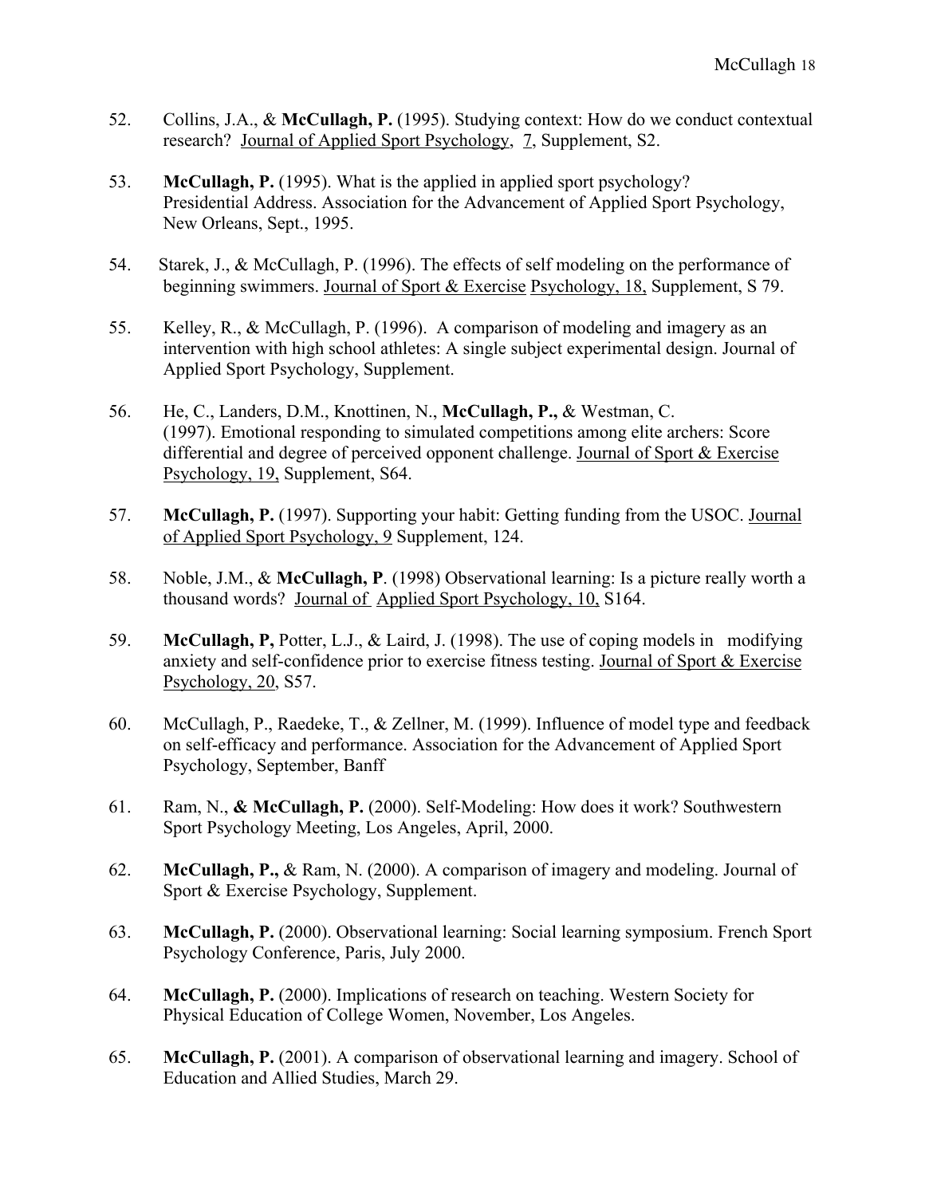52. Collins, J.A., & **McCullagh, P.** (1995). Studying context: How do we conduct contextual research? Journal of Applied Sport Psychology, 7, Supplement, S2.

53. **McCullagh, P.** (1995). What is the applied in applied sport psychology? Presidential Address. Association for the Advancement of Applied Sport Psychology, New Orleans, Sept., 1995.

54. Starek, J., & McCullagh, P. (1996). The effects of self modeling on the performance of beginning swimmers. Journal of Sport & Exercise Psychology, 18, Supplement, S 79.

55. Kelley, R., & McCullagh, P. (1996). A comparison of modeling and imagery as an intervention with high school athletes: A single subject experimental design. Journal of Applied Sport Psychology, Supplement.

56. He, C., Landers, D.M., Knottinen, N., **McCullagh, P.,** & Westman, C. (1997). Emotional responding to simulated competitions among elite archers: Score differential and degree of perceived opponent challenge. Journal of Sport & Exercise Psychology, 19, Supplement, S64.

57. **McCullagh, P.** (1997). Supporting your habit: Getting funding from the USOC. Journal of Applied Sport Psychology, 9 Supplement, 124.

58. Noble, J.M., & **McCullagh, P**. (1998) Observational learning: Is a picture really worth a thousand words? Journal of Applied Sport Psychology, 10, S164.

59. **McCullagh, P,** Potter, L.J., & Laird, J. (1998). The use of coping models in modifying anxiety and self-confidence prior to exercise fitness testing. Journal of Sport & Exercise Psychology, 20, S57.

60. McCullagh, P., Raedeke, T., & Zellner, M. (1999). Influence of model type and feedback on self-efficacy and performance. Association for the Advancement of Applied Sport Psychology, September, Banff

61. Ram, N., **& McCullagh, P.** (2000). Self-Modeling: How does it work? Southwestern Sport Psychology Meeting, Los Angeles, April, 2000.

62. **McCullagh, P.,** & Ram, N. (2000). A comparison of imagery and modeling. Journal of Sport & Exercise Psychology, Supplement.

63. **McCullagh, P.** (2000). Observational learning: Social learning symposium. French Sport Psychology Conference, Paris, July 2000.

64. **McCullagh, P.** (2000). Implications of research on teaching. Western Society for Physical Education of College Women, November, Los Angeles.

65. **McCullagh, P.** (2001). A comparison of observational learning and imagery. School of Education and Allied Studies, March 29.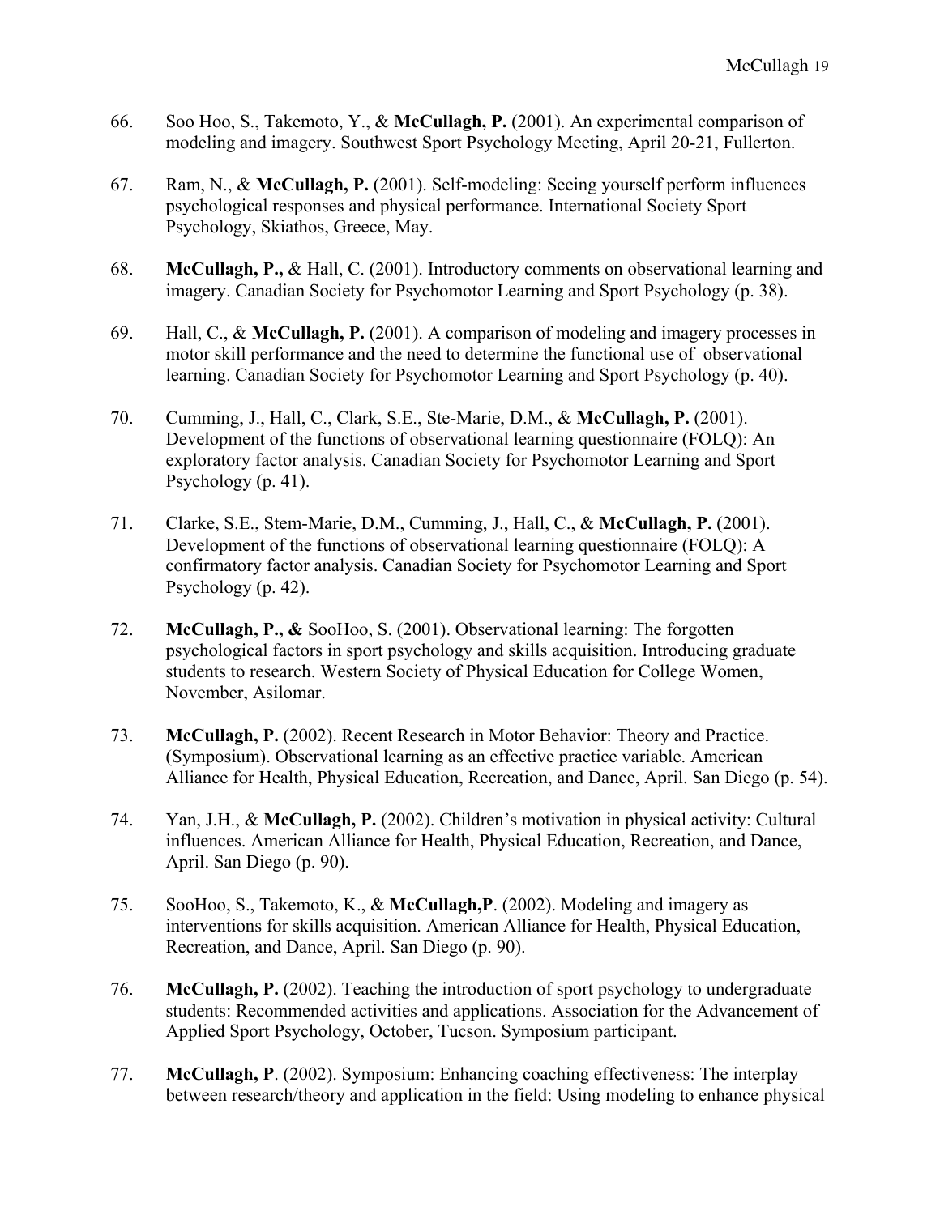66. Soo Hoo, S., Takemoto, Y., & **McCullagh, P.** (2001). An experimental comparison of modeling and imagery. Southwest Sport Psychology Meeting, April 20-21, Fullerton.

67. Ram, N., & **McCullagh, P.** (2001). Self-modeling: Seeing yourself perform influences psychological responses and physical performance. International Society Sport Psychology, Skiathos, Greece, May.

68. **McCullagh, P.,** & Hall, C. (2001). Introductory comments on observational learning and imagery. Canadian Society for Psychomotor Learning and Sport Psychology (p. 38).

69. Hall, C., & **McCullagh, P.** (2001). A comparison of modeling and imagery processes in motor skill performance and the need to determine the functional use of observational learning. Canadian Society for Psychomotor Learning and Sport Psychology (p. 40).

70. Cumming, J., Hall, C., Clark, S.E., Ste-Marie, D.M., & **McCullagh, P.** (2001). Development of the functions of observational learning questionnaire (FOLQ): An exploratory factor analysis. Canadian Society for Psychomotor Learning and Sport Psychology (p. 41).

71. Clarke, S.E., Stem-Marie, D.M., Cumming, J., Hall, C., & **McCullagh, P.** (2001). Development of the functions of observational learning questionnaire (FOLQ): A confirmatory factor analysis. Canadian Society for Psychomotor Learning and Sport Psychology (p. 42).

72. **McCullagh, P., &** SooHoo, S. (2001). Observational learning: The forgotten psychological factors in sport psychology and skills acquisition. Introducing graduate students to research. Western Society of Physical Education for College Women, November, Asilomar.

73. **McCullagh, P.** (2002). Recent Research in Motor Behavior: Theory and Practice. (Symposium). Observational learning as an effective practice variable. American Alliance for Health, Physical Education, Recreation, and Dance, April. San Diego (p. 54).

74. Yan, J.H., & **McCullagh, P.** (2002). Children's motivation in physical activity: Cultural influences. American Alliance for Health, Physical Education, Recreation, and Dance, April. San Diego (p. 90).

75. SooHoo, S., Takemoto, K., & **McCullagh,P**. (2002). Modeling and imagery as interventions for skills acquisition. American Alliance for Health, Physical Education, Recreation, and Dance, April. San Diego (p. 90).

76. **McCullagh, P.** (2002). Teaching the introduction of sport psychology to undergraduate students: Recommended activities and applications. Association for the Advancement of Applied Sport Psychology, October, Tucson. Symposium participant.

77. **McCullagh, P**. (2002). Symposium: Enhancing coaching effectiveness: The interplay between research/theory and application in the field: Using modeling to enhance physical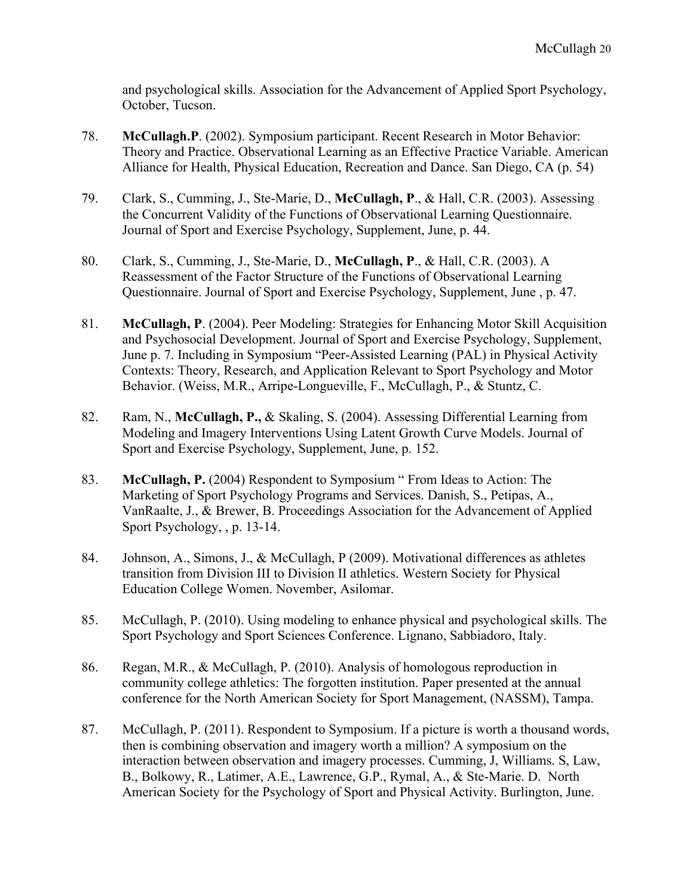and psychological skills. Association for the Advancement of Applied Sport Psychology, October, Tucson.

78. **McCullagh.P**. (2002). Symposium participant. Recent Research in Motor Behavior: Theory and Practice. Observational Learning as an Effective Practice Variable. American Alliance for Health, Physical Education, Recreation and Dance. San Diego, CA (p. 54)

79. Clark, S., Cumming, J., Ste-Marie, D., **McCullagh, P**., & Hall, C.R. (2003). Assessing the Concurrent Validity of the Functions of Observational Learning Questionnaire. Journal of Sport and Exercise Psychology, Supplement, June, p. 44.

80. Clark, S., Cumming, J., Ste-Marie, D., **McCullagh, P**., & Hall, C.R. (2003). A Reassessment of the Factor Structure of the Functions of Observational Learning Questionnaire. Journal of Sport and Exercise Psychology, Supplement, June , p. 47.

81. **McCullagh, P**. (2004). Peer Modeling: Strategies for Enhancing Motor Skill Acquisition and Psychosocial Development. Journal of Sport and Exercise Psychology, Supplement, June p. 7. Including in Symposium "Peer-Assisted Learning (PAL) in Physical Activity Contexts: Theory, Research, and Application Relevant to Sport Psychology and Motor Behavior. (Weiss, M.R., Arripe-Longueville, F., McCullagh, P., & Stuntz, C.

82. Ram, N., **McCullagh, P.,** & Skaling, S. (2004). Assessing Differential Learning from Modeling and Imagery Interventions Using Latent Growth Curve Models. Journal of Sport and Exercise Psychology, Supplement, June, p. 152.

83. **McCullagh, P.** (2004) Respondent to Symposium " From Ideas to Action: The Marketing of Sport Psychology Programs and Services. Danish, S., Petipas, A., VanRaalte, J., & Brewer, B. Proceedings Association for the Advancement of Applied Sport Psychology, , p. 13-14.

84. Johnson, A., Simons, J., & McCullagh, P (2009). Motivational differences as athletes transition from Division III to Division II athletics. Western Society for Physical Education College Women. November, Asilomar.

85. McCullagh, P. (2010). Using modeling to enhance physical and psychological skills. The Sport Psychology and Sport Sciences Conference. Lignano, Sabbiadoro, Italy.

86. Regan, M.R., & McCullagh, P. (2010). Analysis of homologous reproduction in community college athletics: The forgotten institution. Paper presented at the annual conference for the North American Society for Sport Management, (NASSM), Tampa.

87. McCullagh, P. (2011). Respondent to Symposium. If a picture is worth a thousand words, then is combining observation and imagery worth a million? A symposium on the interaction between observation and imagery processes. Cumming, J, Williams. S, Law, B., Bolkowy, R., Latimer, A.E., Lawrence, G.P., Rymal, A., & Ste-Marie. D. North American Society for the Psychology of Sport and Physical Activity. Burlington, June.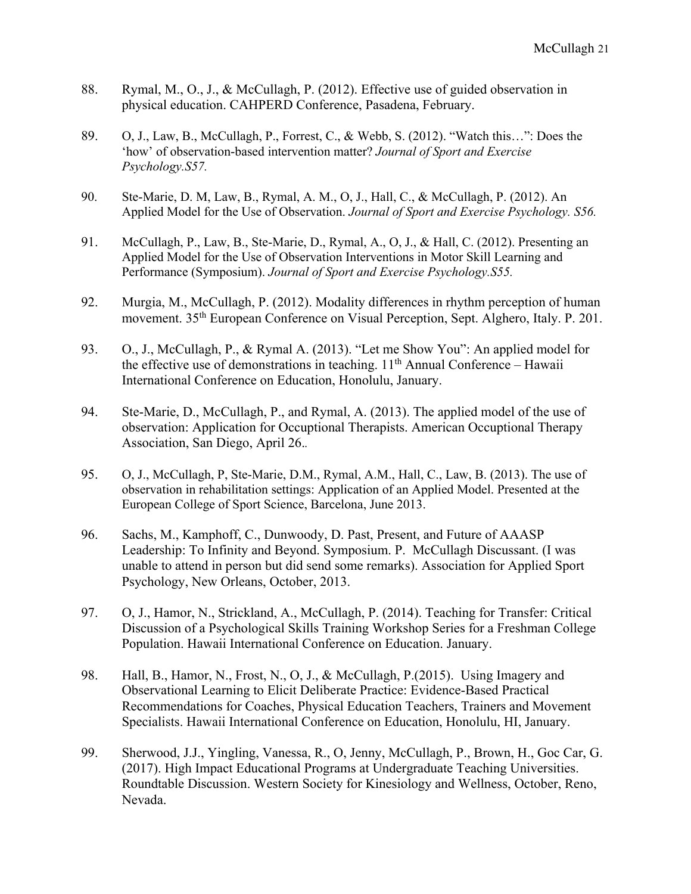88. Rymal, M., O., J., & McCullagh, P. (2012). Effective use of guided observation in physical education. CAHPERD Conference, Pasadena, February.

89. O, J., Law, B., McCullagh, P., Forrest, C., & Webb, S. (2012). "Watch this…": Does the 'how' of observation-based intervention matter? *Journal of Sport and Exercise Psychology.S57.*

90. Ste-Marie, D. M, Law, B., Rymal, A. M., O, J., Hall, C., & McCullagh, P. (2012). An Applied Model for the Use of Observation. *Journal of Sport and Exercise Psychology. S56.*

91. McCullagh, P., Law, B., Ste-Marie, D., Rymal, A., O, J., & Hall, C. (2012). Presenting an Applied Model for the Use of Observation Interventions in Motor Skill Learning and Performance (Symposium). *Journal of Sport and Exercise Psychology.S55.*

92. Murgia, M., McCullagh, P. (2012). Modality differences in rhythm perception of human movement. 35th European Conference on Visual Perception, Sept. Alghero, Italy. P. 201.

93. O., J., McCullagh, P., & Rymal A. (2013). "Let me Show You": An applied model for the effective use of demonstrations in teaching. 11th Annual Conference – Hawaii International Conference on Education, Honolulu, January.

94. Ste-Marie, D., McCullagh, P., and Rymal, A. (2013). The applied model of the use of observation: Application for Occuptional Therapists. American Occupational Therapy Association, San Diego, April 26..

95. O, J., McCullagh, P, Ste-Marie, D.M., Rymal, A.M., Hall, C., Law, B. (2013). The use of observation in rehabilitation settings: Application of an Applied Model. Presented at the European College of Sport Science, Barcelona, June 2013.

96. Sachs, M., Kamphoff, C., Dunwoody, D. Past, Present, and Future of AAASP Leadership: To Infinity and Beyond. Symposium. P. McCullagh Discussant. (I was unable to attend in person but did send some remarks). Association for Applied Sport Psychology, New Orleans, October, 2013.

97. O, J., Hamor, N., Strickland, A., McCullagh, P. (2014). Teaching for Transfer: Critical Discussion of a Psychological Skills Training Workshop Series for a Freshman College Population. Hawaii International Conference on Education. January.

98. Hall, B., Hamor, N., Frost, N., O, J., & McCullagh, P.(2015). Using Imagery and Observational Learning to Elicit Deliberate Practice: Evidence-Based Practical Recommendations for Coaches, Physical Education Teachers, Trainers and Movement Specialists. Hawaii International Conference on Education, Honolulu, HI, January.

99. Sherwood, J.J., Yingling, Vanessa, R., O, Jenny, McCullagh, P., Brown, H., Goc Car, G. (2017). High Impact Educational Programs at Undergraduate Teaching Universities. Roundtable Discussion. Western Society for Kinesiology and Wellness, October, Reno, Nevada.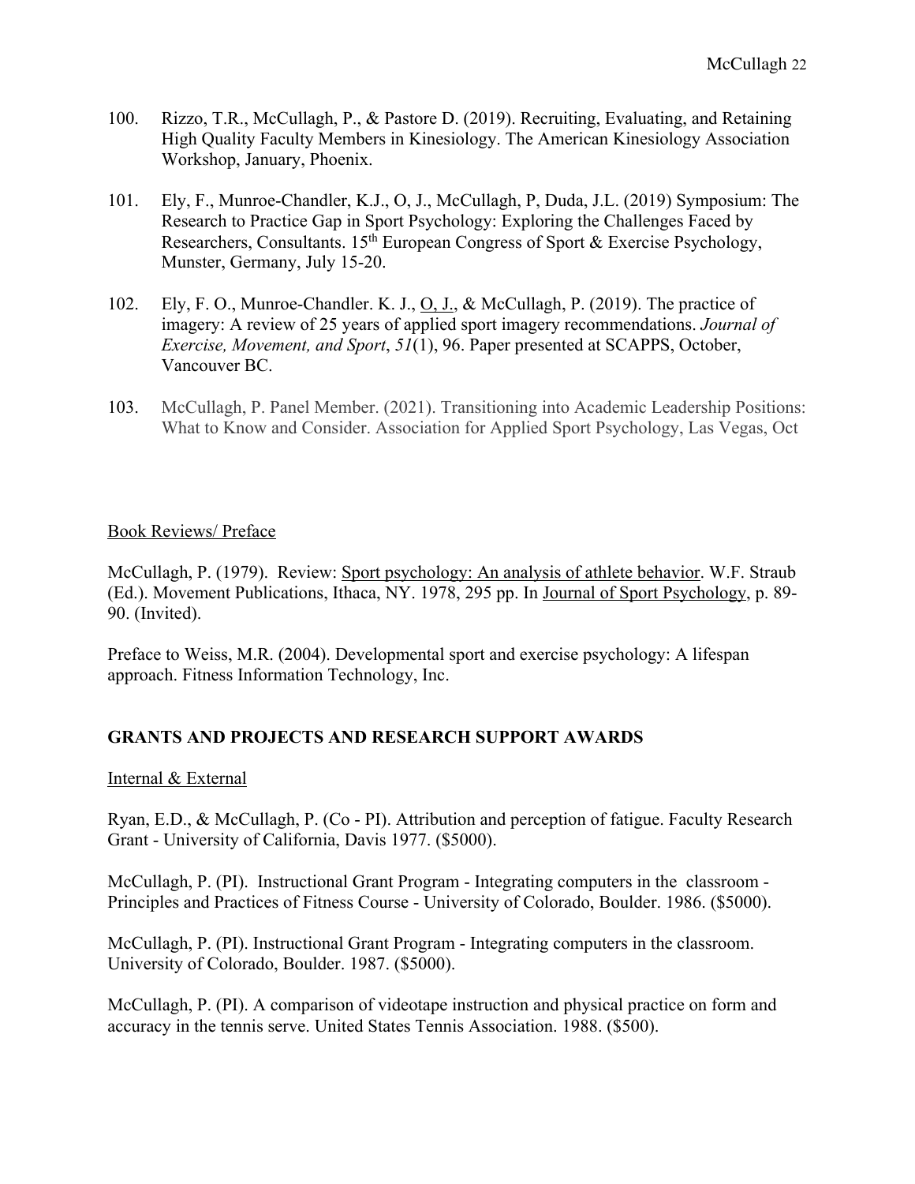100. Rizzo, T.R., McCullagh, P., & Pastore D. (2019). Recruiting, Evaluating, and Retaining High Quality Faculty Members in Kinesiology. The American Kinesiology Association Workshop, January, Phoenix.

101. Ely, F., Munroe-Chandler, K.J., O, J., McCullagh, P, Duda, J.L. (2019) Symposium: The Research to Practice Gap in Sport Psychology: Exploring the Challenges Faced by Researchers, Consultants. 15th European Congress of Sport & Exercise Psychology, Munster, Germany, July 15-20.

102. Ely, F. O., Munroe-Chandler. K. J., O, J., & McCullagh, P. (2019). The practice of imagery: A review of 25 years of applied sport imagery recommendations. *Journal of Exercise, Movement, and Sport*, *51*(1), 96. Paper presented at SCAPPS, October, Vancouver BC.

103. McCullagh, P. Panel Member. (2021). Transitioning into Academic Leadership Positions: What to Know and Consider. Association for Applied Sport Psychology, Las Vegas, Oct

Book Reviews/ Preface

McCullagh, P. (1979). Review: Sport psychology: An analysis of athlete behavior. W.F. Straub (Ed.). Movement Publications, Ithaca, NY. 1978, 295 pp. In Journal of Sport Psychology, p. 89-90. (Invited).

Preface to Weiss, M.R. (2004). Developmental sport and exercise psychology: A lifespan approach. Fitness Information Technology, Inc.

## GRANTS AND PROJECTS AND RESEARCH SUPPORT AWARDS

Internal & External

Ryan, E.D., & McCullagh, P. (Co - PI). Attribution and perception of fatigue. Faculty Research Grant - University of California, Davis 1977. ($5000).

McCullagh, P. (PI). Instructional Grant Program - Integrating computers in the classroom - Principles and Practices of Fitness Course - University of Colorado, Boulder. 1986. ($5000).

McCullagh, P. (PI). Instructional Grant Program - Integrating computers in the classroom. University of Colorado, Boulder. 1987. ($5000).

McCullagh, P. (PI). A comparison of videotape instruction and physical practice on form and accuracy in the tennis serve. United States Tennis Association. 1988. ($500).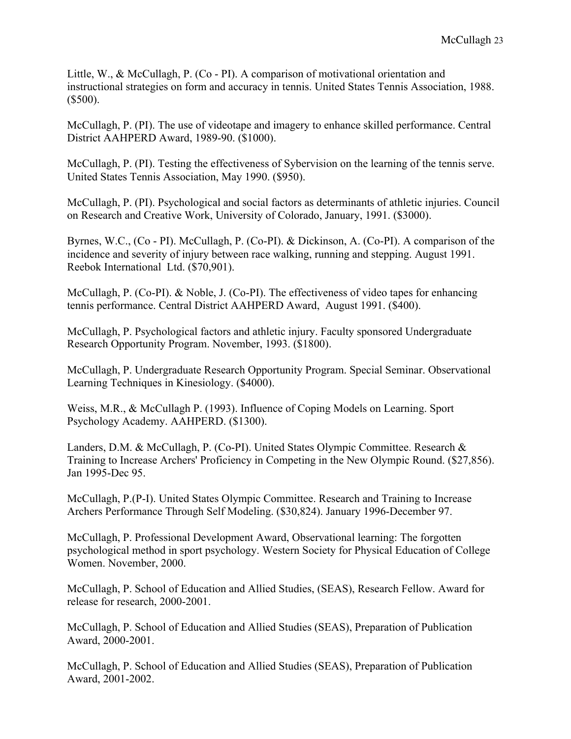Little, W., & McCullagh, P. (Co - PI). A comparison of motivational orientation and instructional strategies on form and accuracy in tennis. United States Tennis Association, 1988. ($500).

McCullagh, P. (PI). The use of videotape and imagery to enhance skilled performance. Central District AAHPERD Award, 1989-90. ($1000).

McCullagh, P. (PI). Testing the effectiveness of Sybervision on the learning of the tennis serve. United States Tennis Association, May 1990. ($950).

McCullagh, P. (PI). Psychological and social factors as determinants of athletic injuries. Council on Research and Creative Work, University of Colorado, January, 1991. ($3000).

Byrnes, W.C., (Co - PI). McCullagh, P. (Co-PI). & Dickinson, A. (Co-PI). A comparison of the incidence and severity of injury between race walking, running and stepping. August 1991. Reebok International Ltd. ($70,901).

McCullagh, P. (Co-PI). & Noble, J. (Co-PI). The effectiveness of video tapes for enhancing tennis performance. Central District AAHPERD Award, August 1991. ($400).

McCullagh, P. Psychological factors and athletic injury. Faculty sponsored Undergraduate Research Opportunity Program. November, 1993. ($1800).

McCullagh, P. Undergraduate Research Opportunity Program. Special Seminar. Observational Learning Techniques in Kinesiology. ($4000).

Weiss, M.R., & McCullagh P. (1993). Influence of Coping Models on Learning. Sport Psychology Academy. AAHPERD. ($1300).

Landers, D.M. & McCullagh, P. (Co-PI). United States Olympic Committee. Research & Training to Increase Archers' Proficiency in Competing in the New Olympic Round. ($27,856). Jan 1995-Dec 95.

McCullagh, P.(P-I). United States Olympic Committee. Research and Training to Increase Archers Performance Through Self Modeling. ($30,824). January 1996-December 97.

McCullagh, P. Professional Development Award, Observational learning: The forgotten psychological method in sport psychology. Western Society for Physical Education of College Women. November, 2000.

McCullagh, P. School of Education and Allied Studies, (SEAS), Research Fellow. Award for release for research, 2000-2001.

McCullagh, P. School of Education and Allied Studies (SEAS), Preparation of Publication Award, 2000-2001.

McCullagh, P. School of Education and Allied Studies (SEAS), Preparation of Publication Award, 2001-2002.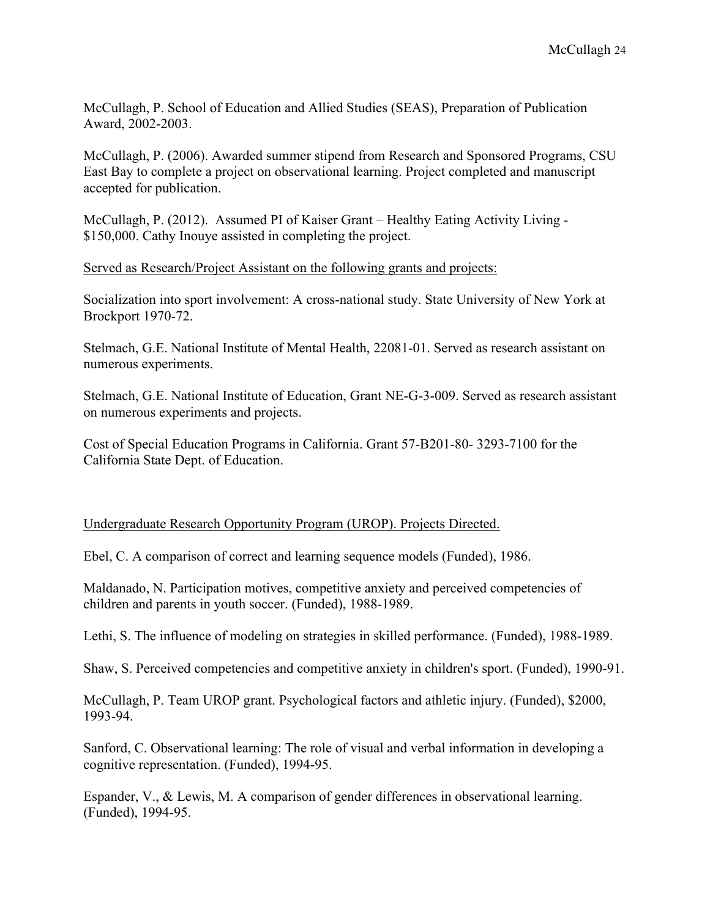McCullagh, P. School of Education and Allied Studies (SEAS), Preparation of Publication Award, 2002-2003.

McCullagh, P. (2006). Awarded summer stipend from Research and Sponsored Programs, CSU East Bay to complete a project on observational learning. Project completed and manuscript accepted for publication.

McCullagh, P. (2012). Assumed PI of Kaiser Grant – Healthy Eating Activity Living - $150,000. Cathy Inouye assisted in completing the project.

<u>Served as Research/Project Assistant on the following grants and projects:</u>

Socialization into sport involvement: A cross-national study. State University of New York at Brockport 1970-72.

Stelmach, G.E. National Institute of Mental Health, 22081-01. Served as research assistant on numerous experiments.

Stelmach, G.E. National Institute of Education, Grant NE-G-3-009. Served as research assistant on numerous experiments and projects.

Cost of Special Education Programs in California. Grant 57-B201-80- 3293-7100 for the California State Dept. of Education.

<u>Undergraduate Research Opportunity Program (UROP). Projects Directed.</u>

Ebel, C. A comparison of correct and learning sequence models (Funded), 1986.

Maldanado, N. Participation motives, competitive anxiety and perceived competencies of children and parents in youth soccer. (Funded), 1988-1989.

Lethi, S. The influence of modeling on strategies in skilled performance. (Funded), 1988-1989.

Shaw, S. Perceived competencies and competitive anxiety in children's sport. (Funded), 1990-91.

McCullagh, P. Team UROP grant. Psychological factors and athletic injury. (Funded), $2000, 1993-94.

Sanford, C. Observational learning: The role of visual and verbal information in developing a cognitive representation. (Funded), 1994-95.

Espander, V., & Lewis, M. A comparison of gender differences in observational learning. (Funded), 1994-95.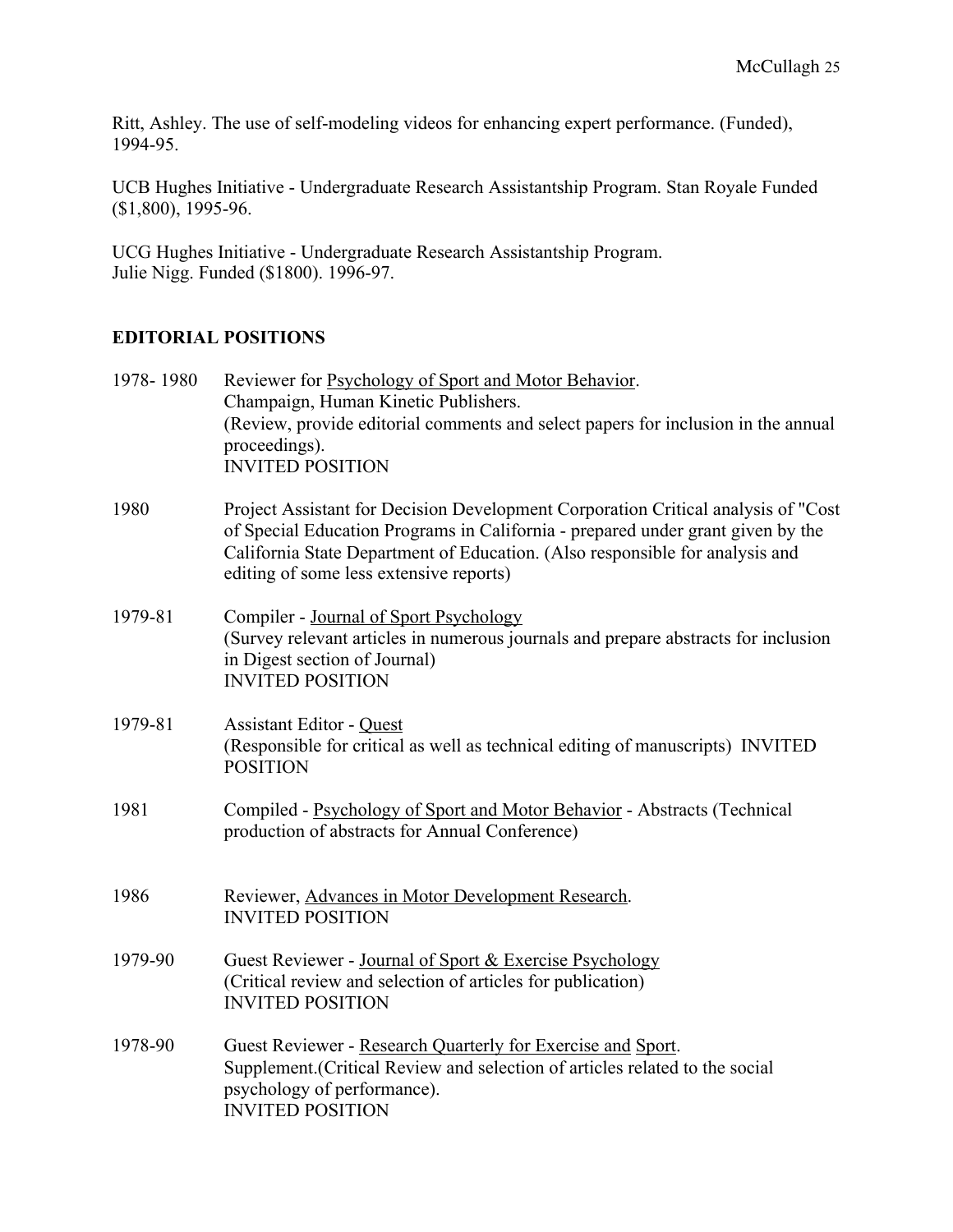Ritt, Ashley. The use of self-modeling videos for enhancing expert performance. (Funded), 1994-95.

UCB Hughes Initiative - Undergraduate Research Assistantship Program. Stan Royale Funded ($1,800), 1995-96.

UCG Hughes Initiative - Undergraduate Research Assistantship Program.
Julie Nigg. Funded ($1800). 1996-97.

## EDITORIAL POSITIONS

1978- 1980 Reviewer for Psychology of Sport and Motor Behavior.
Champaign, Human Kinetic Publishers.
(Review, provide editorial comments and select papers for inclusion in the annual proceedings).
INVITED POSITION

1980 Project Assistant for Decision Development Corporation Critical analysis of "Cost of Special Education Programs in California - prepared under grant given by the California State Department of Education. (Also responsible for analysis and editing of some less extensive reports)

1979-81 Compiler - Journal of Sport Psychology
(Survey relevant articles in numerous journals and prepare abstracts for inclusion in Digest section of Journal)
INVITED POSITION

1979-81 Assistant Editor - Quest
(Responsible for critical as well as technical editing of manuscripts) INVITED POSITION

1981 Compiled - Psychology of Sport and Motor Behavior - Abstracts (Technical production of abstracts for Annual Conference)

1986 Reviewer, Advances in Motor Development Research.
INVITED POSITION

1979-90 Guest Reviewer - Journal of Sport & Exercise Psychology
(Critical review and selection of articles for publication)
INVITED POSITION

1978-90 Guest Reviewer - Research Quarterly for Exercise and Sport.
Supplement.(Critical Review and selection of articles related to the social psychology of performance).
INVITED POSITION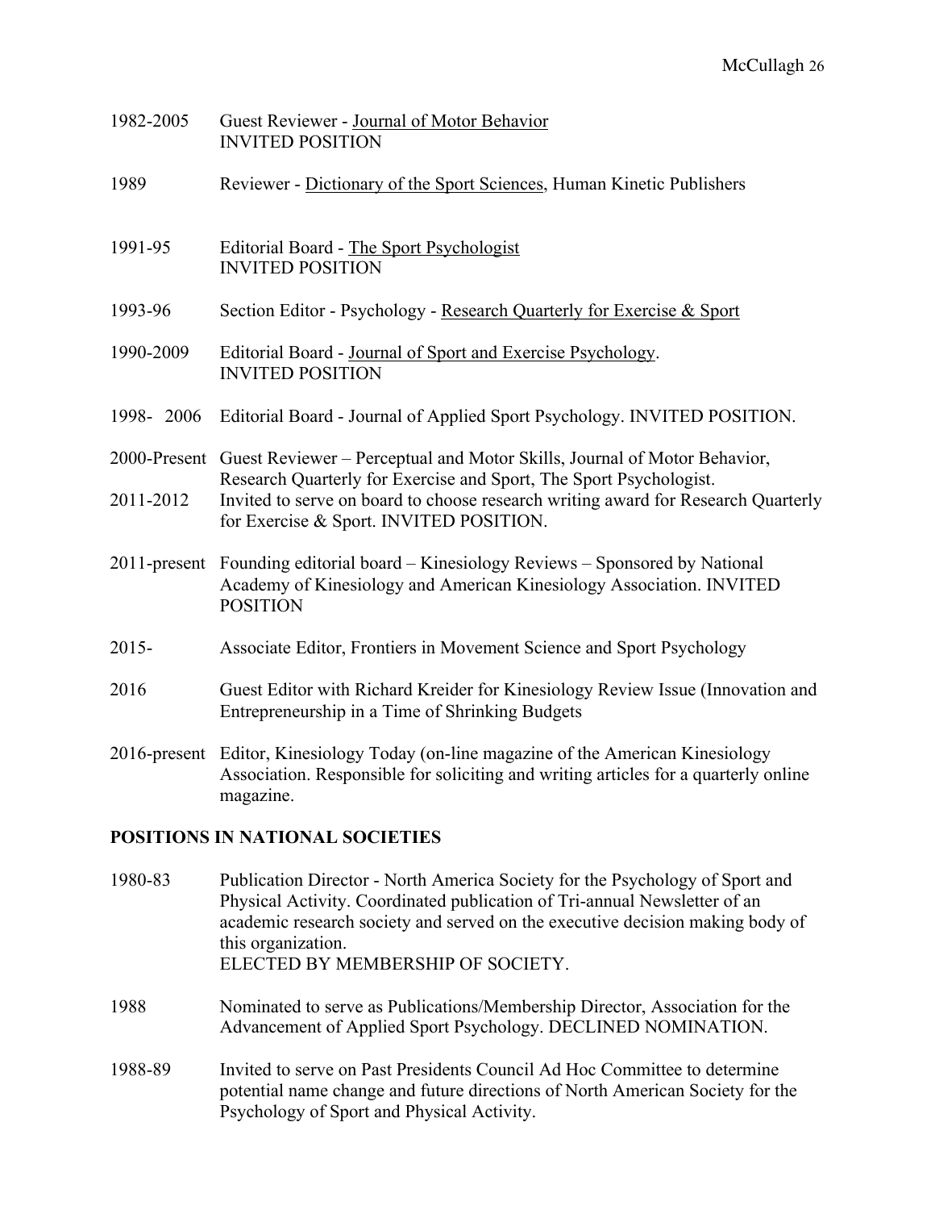1982-2005 Guest Reviewer - Journal of Motor Behavior
INVITED POSITION

1989 Reviewer - Dictionary of the Sport Sciences, Human Kinetic Publishers

1991-95 Editorial Board - The Sport Psychologist
INVITED POSITION

1993-96 Section Editor - Psychology - Research Quarterly for Exercise & Sport

1990-2009 Editorial Board - Journal of Sport and Exercise Psychology.
INVITED POSITION

1998- 2006 Editorial Board - Journal of Applied Sport Psychology. INVITED POSITION.

2000-Present Guest Reviewer – Perceptual and Motor Skills, Journal of Motor Behavior, Research Quarterly for Exercise and Sport, The Sport Psychologist.

2011-2012 Invited to serve on board to choose research writing award for Research Quarterly for Exercise & Sport. INVITED POSITION.

2011-present Founding editorial board – Kinesiology Reviews – Sponsored by National Academy of Kinesiology and American Kinesiology Association. INVITED POSITION

2015- Associate Editor, Frontiers in Movement Science and Sport Psychology

2016 Guest Editor with Richard Kreider for Kinesiology Review Issue (Innovation and Entrepreneurship in a Time of Shrinking Budgets

2016-present Editor, Kinesiology Today (on-line magazine of the American Kinesiology Association. Responsible for soliciting and writing articles for a quarterly online magazine.

## POSITIONS IN NATIONAL SOCIETIES

1980-83 Publication Director - North America Society for the Psychology of Sport and Physical Activity. Coordinated publication of Tri-annual Newsletter of an academic research society and served on the executive decision making body of this organization.
ELECTED BY MEMBERSHIP OF SOCIETY.

1988 Nominated to serve as Publications/Membership Director, Association for the Advancement of Applied Sport Psychology. DECLINED NOMINATION.

1988-89 Invited to serve on Past Presidents Council Ad Hoc Committee to determine potential name change and future directions of North American Society for the Psychology of Sport and Physical Activity.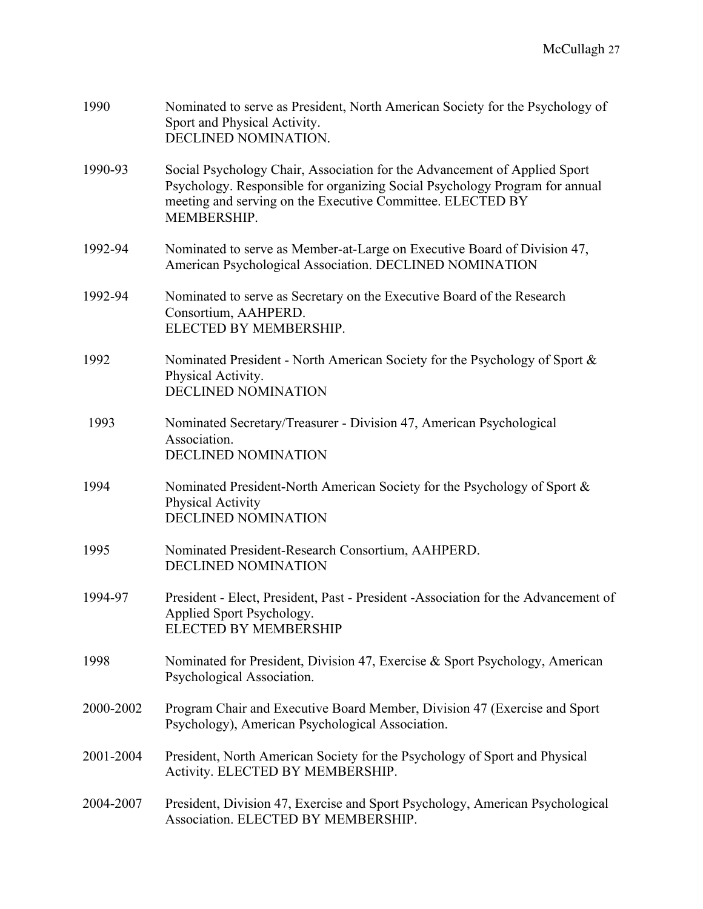1990 Nominated to serve as President, North American Society for the Psychology of Sport and Physical Activity.
DECLINED NOMINATION.

1990-93 Social Psychology Chair, Association for the Advancement of Applied Sport Psychology. Responsible for organizing Social Psychology Program for annual meeting and serving on the Executive Committee. ELECTED BY MEMBERSHIP.

1992-94 Nominated to serve as Member-at-Large on Executive Board of Division 47, American Psychological Association. DECLINED NOMINATION

1992-94 Nominated to serve as Secretary on the Executive Board of the Research Consortium, AAHPERD.
ELECTED BY MEMBERSHIP.

1992 Nominated President - North American Society for the Psychology of Sport & Physical Activity.
DECLINED NOMINATION

1993 Nominated Secretary/Treasurer - Division 47, American Psychological Association.
DECLINED NOMINATION

1994 Nominated President-North American Society for the Psychology of Sport & Physical Activity
DECLINED NOMINATION

1995 Nominated President-Research Consortium, AAHPERD.
DECLINED NOMINATION

1994-97 President - Elect, President, Past - President -Association for the Advancement of Applied Sport Psychology.
ELECTED BY MEMBERSHIP

1998 Nominated for President, Division 47, Exercise & Sport Psychology, American Psychological Association.

2000-2002 Program Chair and Executive Board Member, Division 47 (Exercise and Sport Psychology), American Psychological Association.

2001-2004 President, North American Society for the Psychology of Sport and Physical Activity. ELECTED BY MEMBERSHIP.

2004-2007 President, Division 47, Exercise and Sport Psychology, American Psychological Association. ELECTED BY MEMBERSHIP.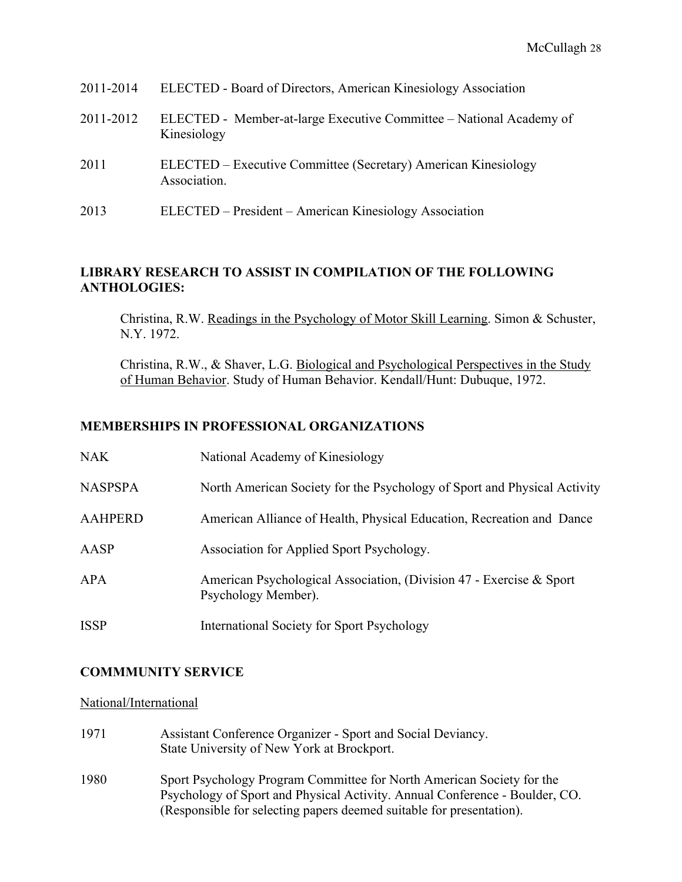2011-2014 ELECTED - Board of Directors, American Kinesiology Association

2011-2012 ELECTED - Member-at-large Executive Committee – National Academy of Kinesiology

2011 ELECTED – Executive Committee (Secretary) American Kinesiology Association.

2013 ELECTED – President – American Kinesiology Association

## LIBRARY RESEARCH TO ASSIST IN COMPILATION OF THE FOLLOWING ANTHOLOGIES:

Christina, R.W. Readings in the Psychology of Motor Skill Learning. Simon & Schuster, N.Y. 1972.

Christina, R.W., & Shaver, L.G. Biological and Psychological Perspectives in the Study of Human Behavior. Study of Human Behavior. Kendall/Hunt: Dubuque, 1972.

## MEMBERSHIPS IN PROFESSIONAL ORGANIZATIONS

NAK National Academy of Kinesiology

NASPSPA North American Society for the Psychology of Sport and Physical Activity

AAHPERD American Alliance of Health, Physical Education, Recreation and Dance

AASP Association for Applied Sport Psychology.

APA American Psychological Association, (Division 47 - Exercise & Sport Psychology Member).

ISSP International Society for Sport Psychology

## COMMMUNITY SERVICE

National/International

1971 Assistant Conference Organizer - Sport and Social Deviancy. State University of New York at Brockport.

1980 Sport Psychology Program Committee for North American Society for the Psychology of Sport and Physical Activity. Annual Conference - Boulder, CO. (Responsible for selecting papers deemed suitable for presentation).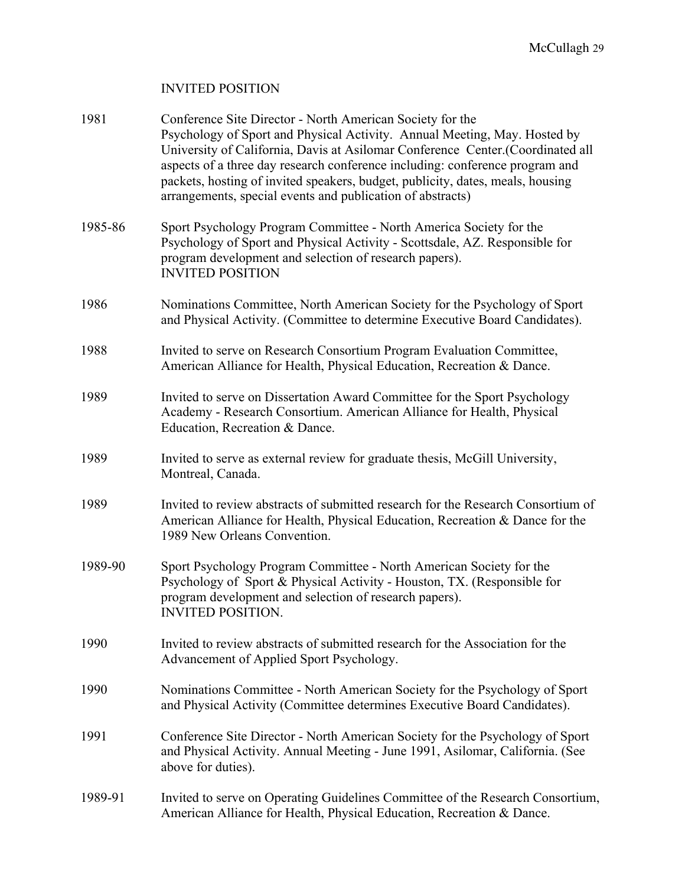INVITED POSITION

1981 Conference Site Director - North American Society for the Psychology of Sport and Physical Activity. Annual Meeting, May. Hosted by University of California, Davis at Asilomar Conference Center.(Coordinated all aspects of a three day research conference including: conference program and packets, hosting of invited speakers, budget, publicity, dates, meals, housing arrangements, special events and publication of abstracts)

1985-86 Sport Psychology Program Committee - North America Society for the Psychology of Sport and Physical Activity - Scottsdale, AZ. Responsible for program development and selection of research papers).
INVITED POSITION

1986 Nominations Committee, North American Society for the Psychology of Sport and Physical Activity. (Committee to determine Executive Board Candidates).

1988 Invited to serve on Research Consortium Program Evaluation Committee, American Alliance for Health, Physical Education, Recreation & Dance.

1989 Invited to serve on Dissertation Award Committee for the Sport Psychology Academy - Research Consortium. American Alliance for Health, Physical Education, Recreation & Dance.

1989 Invited to serve as external review for graduate thesis, McGill University, Montreal, Canada.

1989 Invited to review abstracts of submitted research for the Research Consortium of American Alliance for Health, Physical Education, Recreation & Dance for the 1989 New Orleans Convention.

1989-90 Sport Psychology Program Committee - North American Society for the Psychology of Sport & Physical Activity - Houston, TX. (Responsible for program development and selection of research papers).
INVITED POSITION.

1990 Invited to review abstracts of submitted research for the Association for the Advancement of Applied Sport Psychology.

1990 Nominations Committee - North American Society for the Psychology of Sport and Physical Activity (Committee determines Executive Board Candidates).

1991 Conference Site Director - North American Society for the Psychology of Sport and Physical Activity. Annual Meeting - June 1991, Asilomar, California. (See above for duties).

1989-91 Invited to serve on Operating Guidelines Committee of the Research Consortium, American Alliance for Health, Physical Education, Recreation & Dance.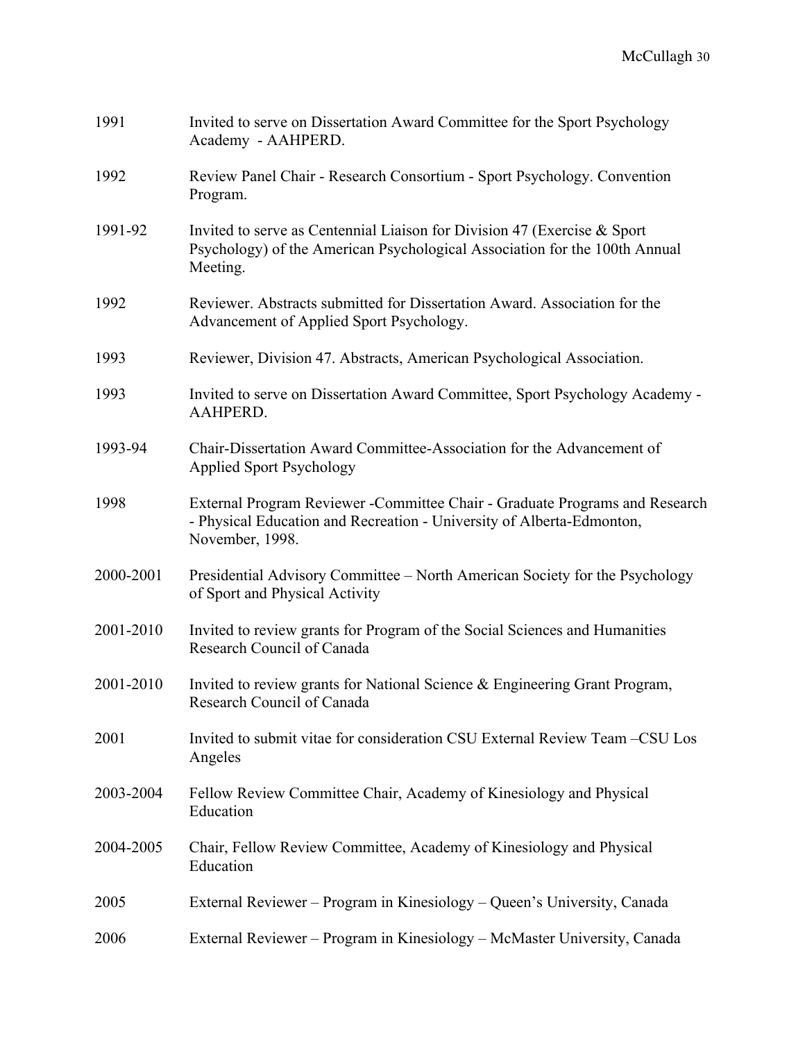1991 Invited to serve on Dissertation Award Committee for the Sport Psychology Academy - AAHPERD.

1992 Review Panel Chair - Research Consortium - Sport Psychology. Convention Program.

1991-92 Invited to serve as Centennial Liaison for Division 47 (Exercise & Sport Psychology) of the American Psychological Association for the 100th Annual Meeting.

1992 Reviewer. Abstracts submitted for Dissertation Award. Association for the Advancement of Applied Sport Psychology.

1993 Reviewer, Division 47. Abstracts, American Psychological Association.

1993 Invited to serve on Dissertation Award Committee, Sport Psychology Academy - AAHPERD.

1993-94 Chair-Dissertation Award Committee-Association for the Advancement of Applied Sport Psychology

1998 External Program Reviewer -Committee Chair - Graduate Programs and Research - Physical Education and Recreation - University of Alberta-Edmonton, November, 1998.

2000-2001 Presidential Advisory Committee – North American Society for the Psychology of Sport and Physical Activity

2001-2010 Invited to review grants for Program of the Social Sciences and Humanities Research Council of Canada

2001-2010 Invited to review grants for National Science & Engineering Grant Program, Research Council of Canada

2001 Invited to submit vitae for consideration CSU External Review Team –CSU Los Angeles

2003-2004 Fellow Review Committee Chair, Academy of Kinesiology and Physical Education

2004-2005 Chair, Fellow Review Committee, Academy of Kinesiology and Physical Education

2005 External Reviewer – Program in Kinesiology – Queen's University, Canada

2006 External Reviewer – Program in Kinesiology – McMaster University, Canada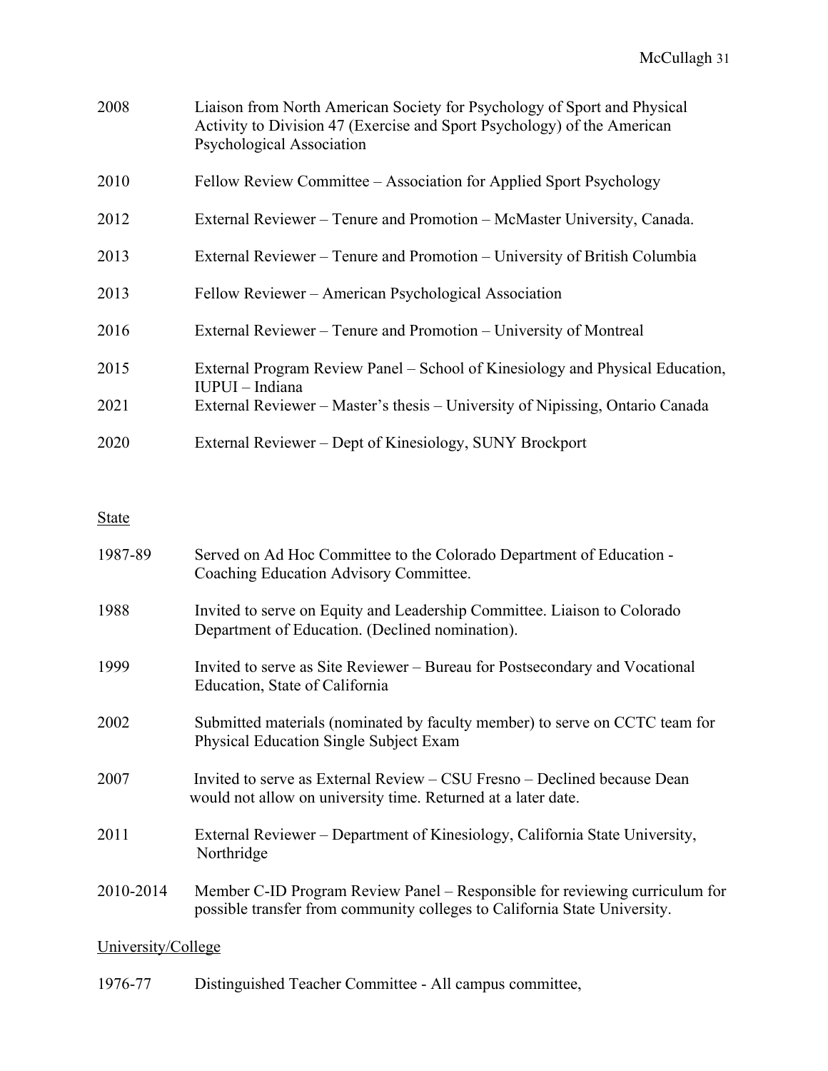2008 Liaison from North American Society for Psychology of Sport and Physical Activity to Division 47 (Exercise and Sport Psychology) of the American Psychological Association

2010 Fellow Review Committee – Association for Applied Sport Psychology

2012 External Reviewer – Tenure and Promotion – McMaster University, Canada.

2013 External Reviewer – Tenure and Promotion – University of British Columbia

2013 Fellow Reviewer – American Psychological Association

2016 External Reviewer – Tenure and Promotion – University of Montreal

2015 External Program Review Panel – School of Kinesiology and Physical Education, IUPUI – Indiana

2021 External Reviewer – Master's thesis – University of Nipissing, Ontario Canada

2020 External Reviewer – Dept of Kinesiology, SUNY Brockport

State

1987-89 Served on Ad Hoc Committee to the Colorado Department of Education - Coaching Education Advisory Committee.

1988 Invited to serve on Equity and Leadership Committee. Liaison to Colorado Department of Education. (Declined nomination).

1999 Invited to serve as Site Reviewer – Bureau for Postsecondary and Vocational Education, State of California

2002 Submitted materials (nominated by faculty member) to serve on CCTC team for Physical Education Single Subject Exam

2007 Invited to serve as External Review – CSU Fresno – Declined because Dean would not allow on university time. Returned at a later date.

2011 External Reviewer – Department of Kinesiology, California State University, Northridge

2010-2014 Member C-ID Program Review Panel – Responsible for reviewing curriculum for possible transfer from community colleges to California State University.

University/College

1976-77 Distinguished Teacher Committee - All campus committee,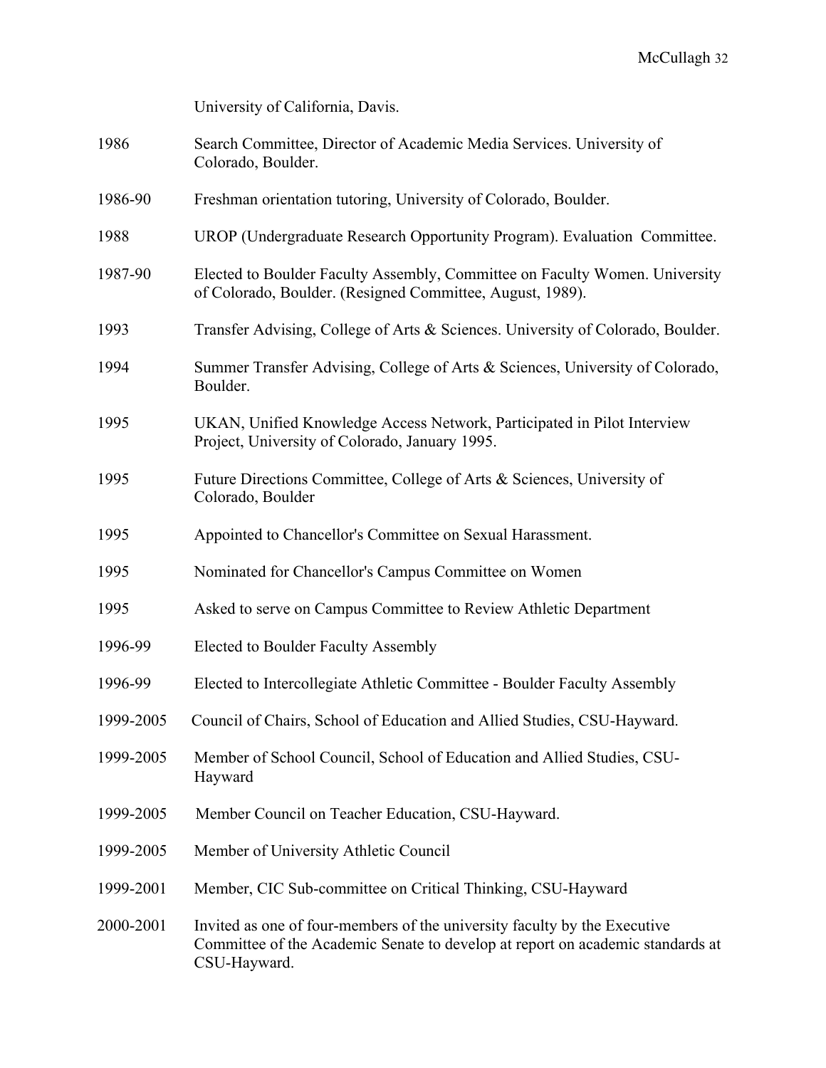University of California, Davis.

| | |
|---|---|
| 1986 | Search Committee, Director of Academic Media Services. University of Colorado, Boulder. |
| 1986-90 | Freshman orientation tutoring, University of Colorado, Boulder. |
| 1988 | UROP (Undergraduate Research Opportunity Program). Evaluation Committee. |
| 1987-90 | Elected to Boulder Faculty Assembly, Committee on Faculty Women. University of Colorado, Boulder. (Resigned Committee, August, 1989). |
| 1993 | Transfer Advising, College of Arts & Sciences. University of Colorado, Boulder. |
| 1994 | Summer Transfer Advising, College of Arts & Sciences, University of Colorado, Boulder. |
| 1995 | UKAN, Unified Knowledge Access Network, Participated in Pilot Interview Project, University of Colorado, January 1995. |
| 1995 | Future Directions Committee, College of Arts & Sciences, University of Colorado, Boulder |
| 1995 | Appointed to Chancellor's Committee on Sexual Harassment. |
| 1995 | Nominated for Chancellor's Campus Committee on Women |
| 1995 | Asked to serve on Campus Committee to Review Athletic Department |
| 1996-99 | Elected to Boulder Faculty Assembly |
| 1996-99 | Elected to Intercollegiate Athletic Committee - Boulder Faculty Assembly |
| 1999-2005 | Council of Chairs, School of Education and Allied Studies, CSU-Hayward. |
| 1999-2005 | Member of School Council, School of Education and Allied Studies, CSU-Hayward |
| 1999-2005 | Member Council on Teacher Education, CSU-Hayward. |
| 1999-2005 | Member of University Athletic Council |
| 1999-2001 | Member, CIC Sub-committee on Critical Thinking, CSU-Hayward |
| 2000-2001 | Invited as one of four-members of the university faculty by the Executive Committee of the Academic Senate to develop at report on academic standards at CSU-Hayward. |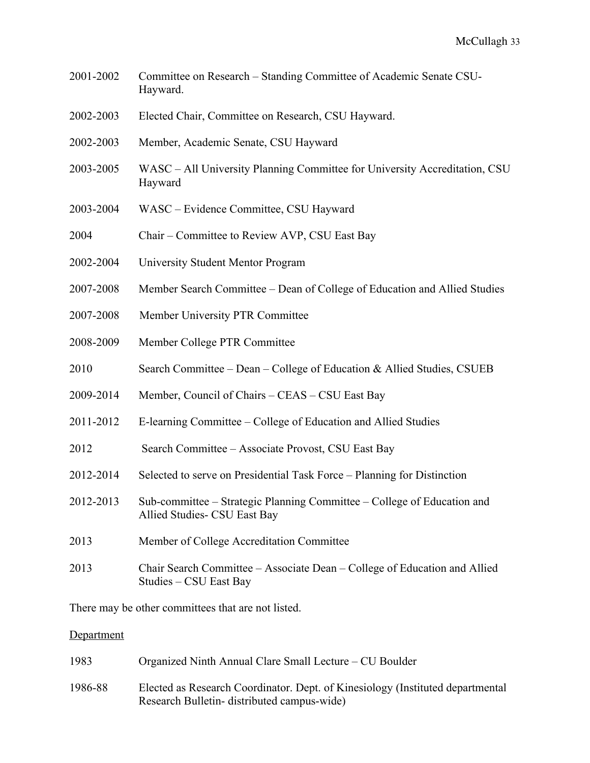2001-2002 Committee on Research – Standing Committee of Academic Senate CSU-Hayward.

2002-2003 Elected Chair, Committee on Research, CSU Hayward.

2002-2003 Member, Academic Senate, CSU Hayward

2003-2005 WASC – All University Planning Committee for University Accreditation, CSU Hayward

2003-2004 WASC – Evidence Committee, CSU Hayward

2004 Chair – Committee to Review AVP, CSU East Bay

2002-2004 University Student Mentor Program

2007-2008 Member Search Committee – Dean of College of Education and Allied Studies

2007-2008 Member University PTR Committee

2008-2009 Member College PTR Committee

2010 Search Committee – Dean – College of Education & Allied Studies, CSUEB

2009-2014 Member, Council of Chairs – CEAS – CSU East Bay

2011-2012 E-learning Committee – College of Education and Allied Studies

2012 Search Committee – Associate Provost, CSU East Bay

2012-2014 Selected to serve on Presidential Task Force – Planning for Distinction

2012-2013 Sub-committee – Strategic Planning Committee – College of Education and Allied Studies- CSU East Bay

2013 Member of College Accreditation Committee

2013 Chair Search Committee – Associate Dean – College of Education and Allied Studies – CSU East Bay

There may be other committees that are not listed.

Department

1983 Organized Ninth Annual Clare Small Lecture – CU Boulder

1986-88 Elected as Research Coordinator. Dept. of Kinesiology (Instituted departmental Research Bulletin- distributed campus-wide)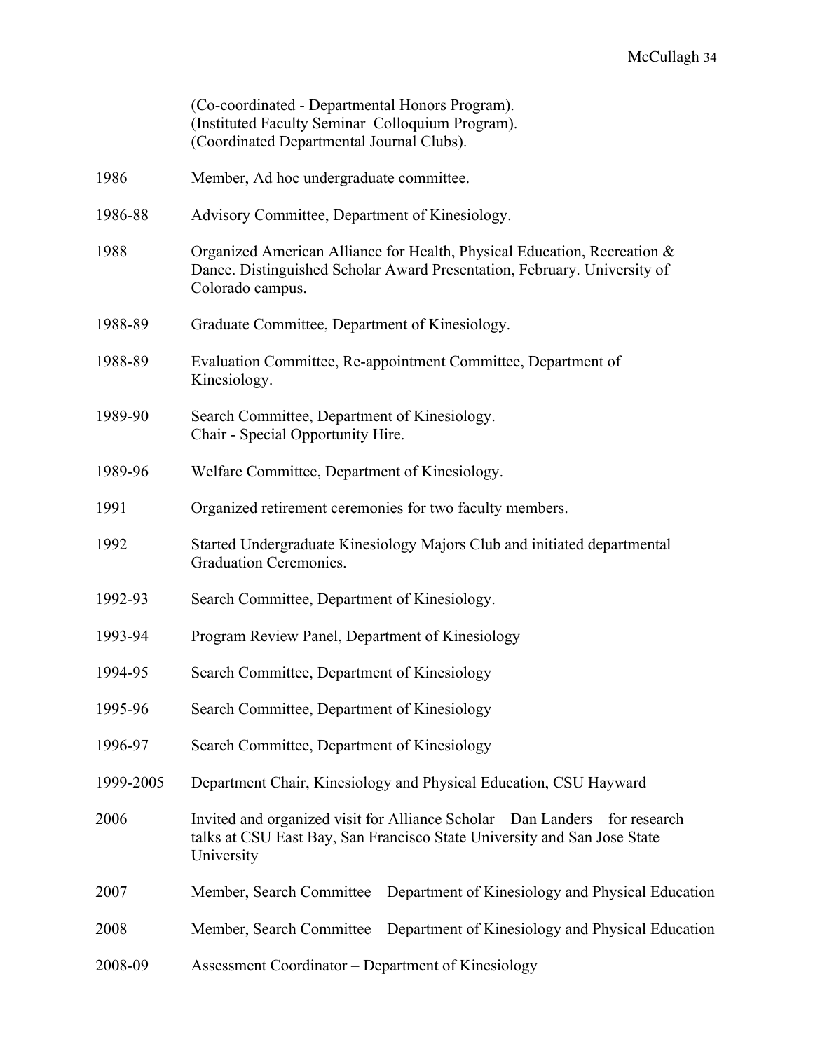(Co-coordinated - Departmental Honors Program).
(Instituted Faculty Seminar  Colloquium Program).
(Coordinated Departmental Journal Clubs).

| | |
|---|---|
| 1986 | Member, Ad hoc undergraduate committee. |
| 1986-88 | Advisory Committee, Department of Kinesiology. |
| 1988 | Organized American Alliance for Health, Physical Education, Recreation & Dance. Distinguished Scholar Award Presentation, February. University of Colorado campus. |
| 1988-89 | Graduate Committee, Department of Kinesiology. |
| 1988-89 | Evaluation Committee, Re-appointment Committee, Department of Kinesiology. |
| 1989-90 | Search Committee, Department of Kinesiology. Chair - Special Opportunity Hire. |
| 1989-96 | Welfare Committee, Department of Kinesiology. |
| 1991 | Organized retirement ceremonies for two faculty members. |
| 1992 | Started Undergraduate Kinesiology Majors Club and initiated departmental Graduation Ceremonies. |
| 1992-93 | Search Committee, Department of Kinesiology. |
| 1993-94 | Program Review Panel, Department of Kinesiology |
| 1994-95 | Search Committee, Department of Kinesiology |
| 1995-96 | Search Committee, Department of Kinesiology |
| 1996-97 | Search Committee, Department of Kinesiology |
| 1999-2005 | Department Chair, Kinesiology and Physical Education, CSU Hayward |
| 2006 | Invited and organized visit for Alliance Scholar – Dan Landers – for research talks at CSU East Bay, San Francisco State University and San Jose State University |
| 2007 | Member, Search Committee – Department of Kinesiology and Physical Education |
| 2008 | Member, Search Committee – Department of Kinesiology and Physical Education |
| 2008-09 | Assessment Coordinator – Department of Kinesiology |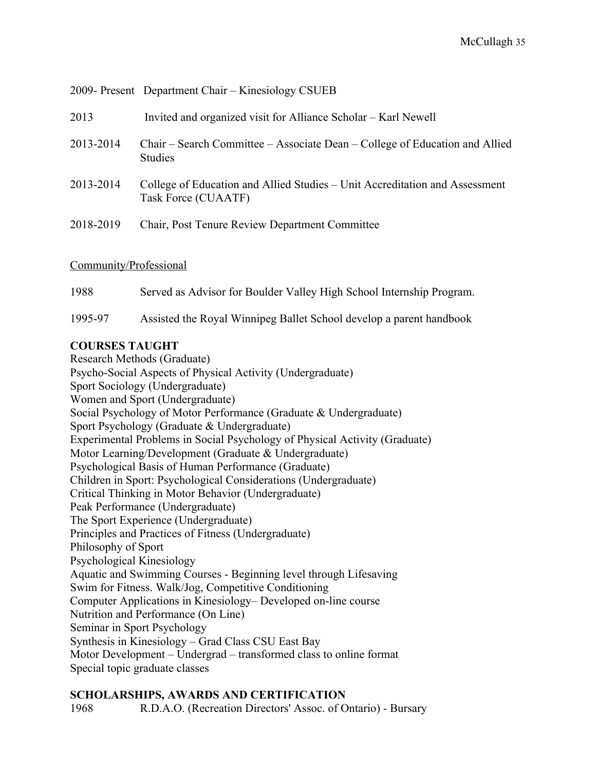2009- Present Department Chair – Kinesiology CSUEB

2013 Invited and organized visit for Alliance Scholar – Karl Newell

2013-2014 Chair – Search Committee – Associate Dean – College of Education and Allied Studies

2013-2014 College of Education and Allied Studies – Unit Accreditation and Assessment Task Force (CUAATF)

2018-2019 Chair, Post Tenure Review Department Committee

Community/Professional

1988 Served as Advisor for Boulder Valley High School Internship Program.

1995-97 Assisted the Royal Winnipeg Ballet School develop a parent handbook

**COURSES TAUGHT**

Research Methods (Graduate)
Psycho-Social Aspects of Physical Activity (Undergraduate)
Sport Sociology (Undergraduate)
Women and Sport (Undergraduate)
Social Psychology of Motor Performance (Graduate & Undergraduate)
Sport Psychology (Graduate & Undergraduate)
Experimental Problems in Social Psychology of Physical Activity (Graduate)
Motor Learning/Development (Graduate & Undergraduate)
Psychological Basis of Human Performance (Graduate)
Children in Sport: Psychological Considerations (Undergraduate)
Critical Thinking in Motor Behavior (Undergraduate)
Peak Performance (Undergraduate)
The Sport Experience (Undergraduate)
Principles and Practices of Fitness (Undergraduate)
Philosophy of Sport
Psychological Kinesiology
Aquatic and Swimming Courses - Beginning level through Lifesaving
Swim for Fitness. Walk/Jog, Competitive Conditioning
Computer Applications in Kinesiology– Developed on-line course
Nutrition and Performance (On Line)
Seminar in Sport Psychology
Synthesis in Kinesiology – Grad Class CSU East Bay
Motor Development – Undergrad – transformed class to online format
Special topic graduate classes

**SCHOLARSHIPS, AWARDS AND CERTIFICATION**

1968 R.D.A.O. (Recreation Directors' Assoc. of Ontario) - Bursary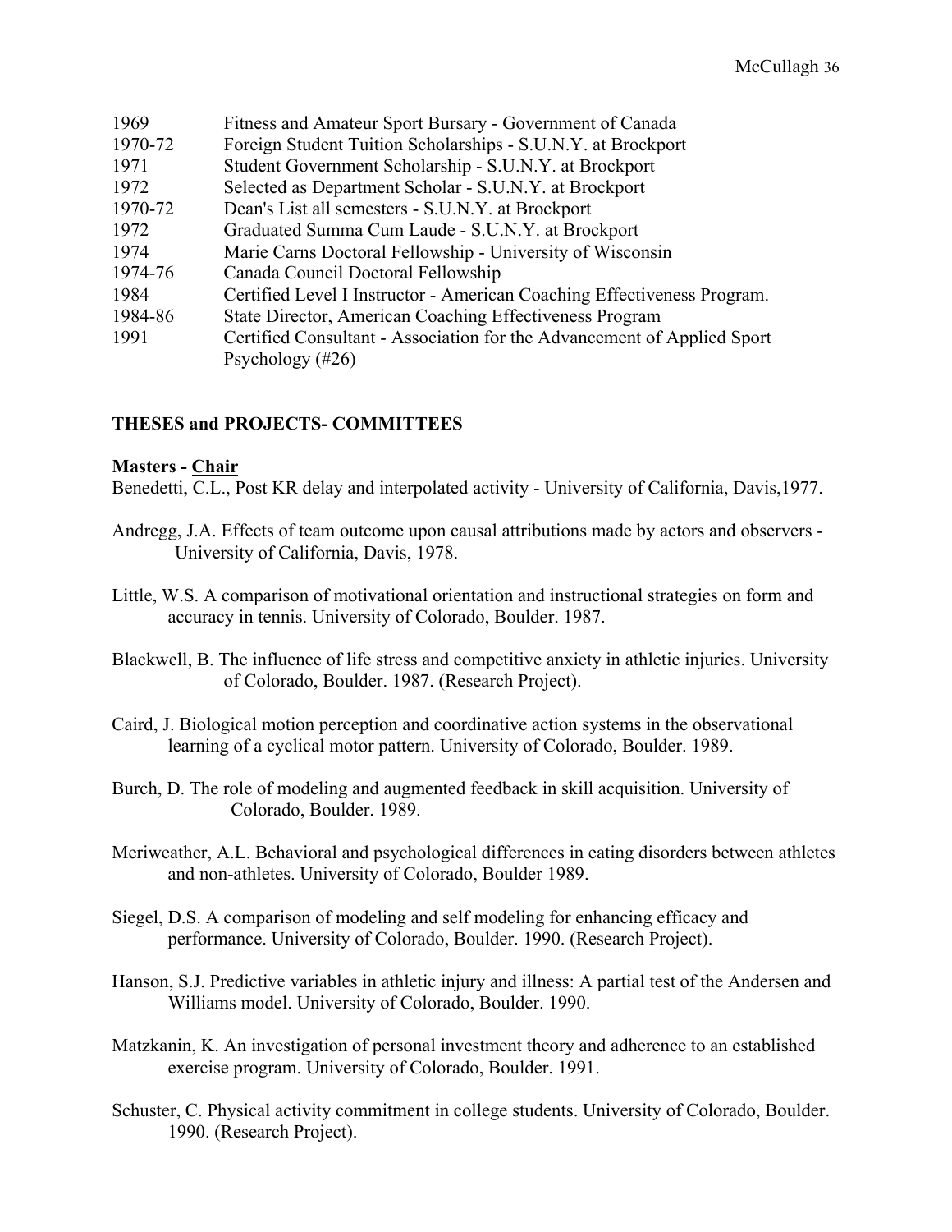| | |
|---|---|
| 1969 | Fitness and Amateur Sport Bursary - Government of Canada |
| 1970-72 | Foreign Student Tuition Scholarships - S.U.N.Y. at Brockport |
| 1971 | Student Government Scholarship - S.U.N.Y. at Brockport |
| 1972 | Selected as Department Scholar - S.U.N.Y. at Brockport |
| 1970-72 | Dean's List all semesters - S.U.N.Y. at Brockport |
| 1972 | Graduated Summa Cum Laude - S.U.N.Y. at Brockport |
| 1974 | Marie Carns Doctoral Fellowship - University of Wisconsin |
| 1974-76 | Canada Council Doctoral Fellowship |
| 1984 | Certified Level I Instructor - American Coaching Effectiveness Program. |
| 1984-86 | State Director, American Coaching Effectiveness Program |
| 1991 | Certified Consultant - Association for the Advancement of Applied Sport Psychology (#26) |

## THESES and PROJECTS- COMMITTEES

**Masters - <u>Chair</u>**

Benedetti, C.L., Post KR delay and interpolated activity - University of California, Davis,1977.

Andregg, J.A. Effects of team outcome upon causal attributions made by actors and observers - University of California, Davis, 1978.

Little, W.S. A comparison of motivational orientation and instructional strategies on form and accuracy in tennis. University of Colorado, Boulder. 1987.

Blackwell, B. The influence of life stress and competitive anxiety in athletic injuries. University of Colorado, Boulder. 1987. (Research Project).

Caird, J. Biological motion perception and coordinative action systems in the observational learning of a cyclical motor pattern. University of Colorado, Boulder. 1989.

Burch, D. The role of modeling and augmented feedback in skill acquisition. University of Colorado, Boulder. 1989.

Meriweather, A.L. Behavioral and psychological differences in eating disorders between athletes and non-athletes. University of Colorado, Boulder 1989.

Siegel, D.S. A comparison of modeling and self modeling for enhancing efficacy and performance. University of Colorado, Boulder. 1990. (Research Project).

Hanson, S.J. Predictive variables in athletic injury and illness: A partial test of the Andersen and Williams model. University of Colorado, Boulder. 1990.

Matzkanin, K. An investigation of personal investment theory and adherence to an established exercise program. University of Colorado, Boulder. 1991.

Schuster, C. Physical activity commitment in college students. University of Colorado, Boulder. 1990. (Research Project).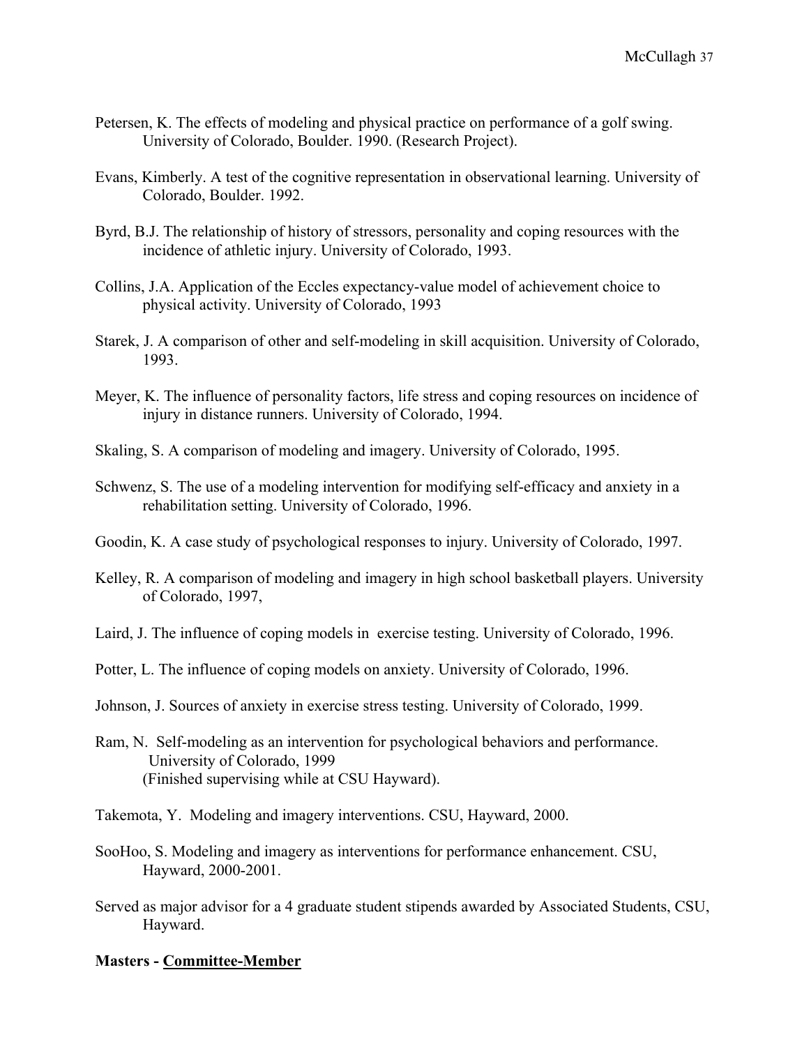Petersen, K. The effects of modeling and physical practice on performance of a golf swing. University of Colorado, Boulder. 1990. (Research Project).

Evans, Kimberly. A test of the cognitive representation in observational learning. University of Colorado, Boulder. 1992.

Byrd, B.J. The relationship of history of stressors, personality and coping resources with the incidence of athletic injury. University of Colorado, 1993.

Collins, J.A. Application of the Eccles expectancy-value model of achievement choice to physical activity. University of Colorado, 1993

Starek, J. A comparison of other and self-modeling in skill acquisition. University of Colorado, 1993.

Meyer, K. The influence of personality factors, life stress and coping resources on incidence of injury in distance runners. University of Colorado, 1994.

Skaling, S. A comparison of modeling and imagery. University of Colorado, 1995.

Schwenz, S. The use of a modeling intervention for modifying self-efficacy and anxiety in a rehabilitation setting. University of Colorado, 1996.

Goodin, K. A case study of psychological responses to injury. University of Colorado, 1997.

Kelley, R. A comparison of modeling and imagery in high school basketball players. University of Colorado, 1997,

Laird, J. The influence of coping models in exercise testing. University of Colorado, 1996.

Potter, L. The influence of coping models on anxiety. University of Colorado, 1996.

Johnson, J. Sources of anxiety in exercise stress testing. University of Colorado, 1999.

Ram, N. Self-modeling as an intervention for psychological behaviors and performance. University of Colorado, 1999
(Finished supervising while at CSU Hayward).

Takemota, Y. Modeling and imagery interventions. CSU, Hayward, 2000.

SooHoo, S. Modeling and imagery as interventions for performance enhancement. CSU, Hayward, 2000-2001.

Served as major advisor for a 4 graduate student stipends awarded by Associated Students, CSU, Hayward.

**Masters - Committee-Member**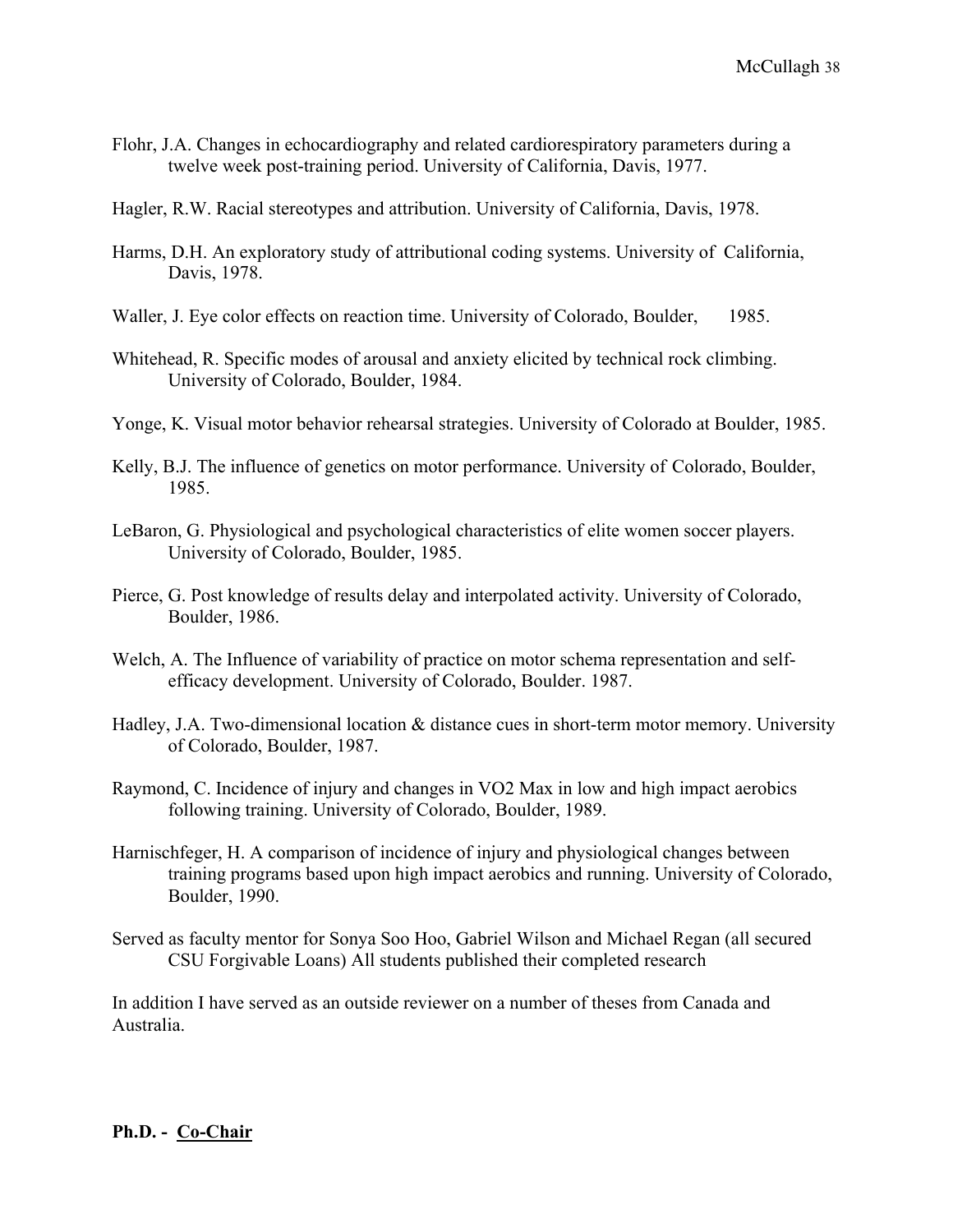Flohr, J.A. Changes in echocardiography and related cardiorespiratory parameters during a twelve week post-training period. University of California, Davis, 1977.

Hagler, R.W. Racial stereotypes and attribution. University of California, Davis, 1978.

Harms, D.H. An exploratory study of attributional coding systems. University of California, Davis, 1978.

Waller, J. Eye color effects on reaction time. University of Colorado, Boulder, 1985.

Whitehead, R. Specific modes of arousal and anxiety elicited by technical rock climbing. University of Colorado, Boulder, 1984.

Yonge, K. Visual motor behavior rehearsal strategies. University of Colorado at Boulder, 1985.

Kelly, B.J. The influence of genetics on motor performance. University of Colorado, Boulder, 1985.

LeBaron, G. Physiological and psychological characteristics of elite women soccer players. University of Colorado, Boulder, 1985.

Pierce, G. Post knowledge of results delay and interpolated activity. University of Colorado, Boulder, 1986.

Welch, A. The Influence of variability of practice on motor schema representation and self-efficacy development. University of Colorado, Boulder. 1987.

Hadley, J.A. Two-dimensional location & distance cues in short-term motor memory. University of Colorado, Boulder, 1987.

Raymond, C. Incidence of injury and changes in VO2 Max in low and high impact aerobics following training. University of Colorado, Boulder, 1989.

Harnischfeger, H. A comparison of incidence of injury and physiological changes between training programs based upon high impact aerobics and running. University of Colorado, Boulder, 1990.

Served as faculty mentor for Sonya Soo Hoo, Gabriel Wilson and Michael Regan (all secured CSU Forgivable Loans) All students published their completed research

In addition I have served as an outside reviewer on a number of theses from Canada and Australia.

**Ph.D. - <u>Co-Chair</u>**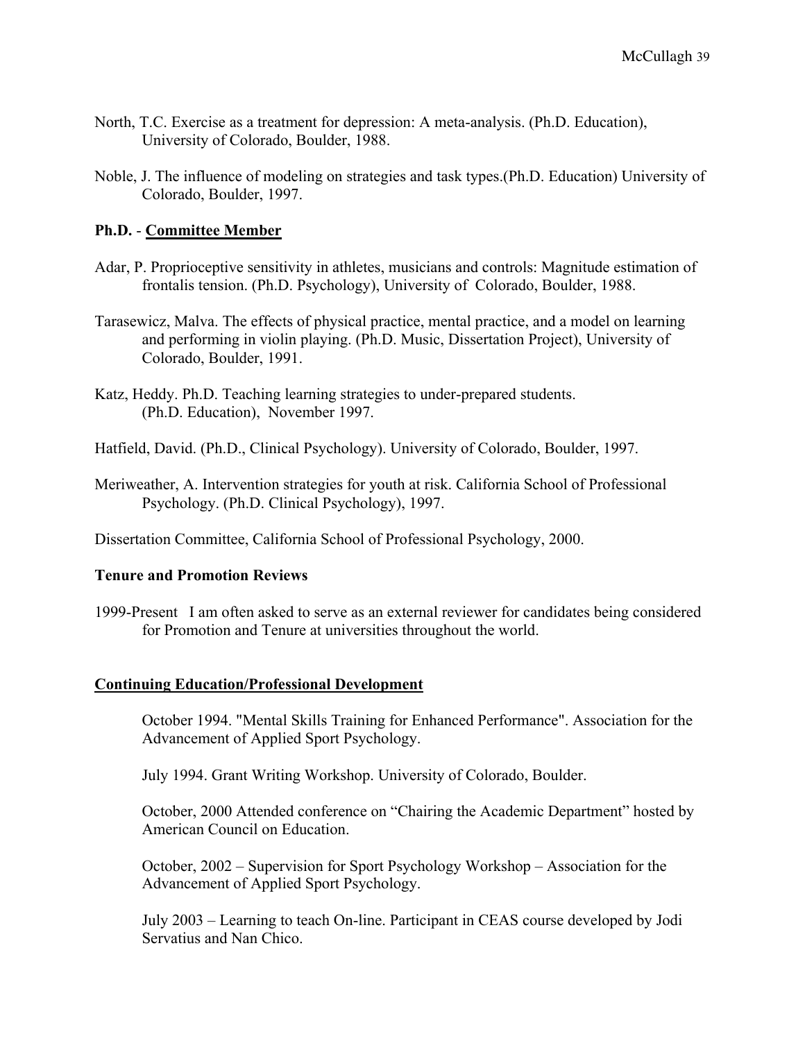North, T.C. Exercise as a treatment for depression: A meta-analysis. (Ph.D. Education), University of Colorado, Boulder, 1988.

Noble, J. The influence of modeling on strategies and task types.(Ph.D. Education) University of Colorado, Boulder, 1997.

**Ph.D.** - **Committee Member**

Adar, P. Proprioceptive sensitivity in athletes, musicians and controls: Magnitude estimation of frontalis tension. (Ph.D. Psychology), University of Colorado, Boulder, 1988.

Tarasewicz, Malva. The effects of physical practice, mental practice, and a model on learning and performing in violin playing. (Ph.D. Music, Dissertation Project), University of Colorado, Boulder, 1991.

Katz, Heddy. Ph.D. Teaching learning strategies to under-prepared students. (Ph.D. Education), November 1997.

Hatfield, David. (Ph.D., Clinical Psychology). University of Colorado, Boulder, 1997.

Meriweather, A. Intervention strategies for youth at risk. California School of Professional Psychology. (Ph.D. Clinical Psychology), 1997.

Dissertation Committee, California School of Professional Psychology, 2000.

**Tenure and Promotion Reviews**

1999-Present I am often asked to serve as an external reviewer for candidates being considered for Promotion and Tenure at universities throughout the world.

**Continuing Education/Professional Development**

October 1994. "Mental Skills Training for Enhanced Performance". Association for the Advancement of Applied Sport Psychology.

July 1994. Grant Writing Workshop. University of Colorado, Boulder.

October, 2000 Attended conference on "Chairing the Academic Department" hosted by American Council on Education.

October, 2002 – Supervision for Sport Psychology Workshop – Association for the Advancement of Applied Sport Psychology.

July 2003 – Learning to teach On-line. Participant in CEAS course developed by Jodi Servatius and Nan Chico.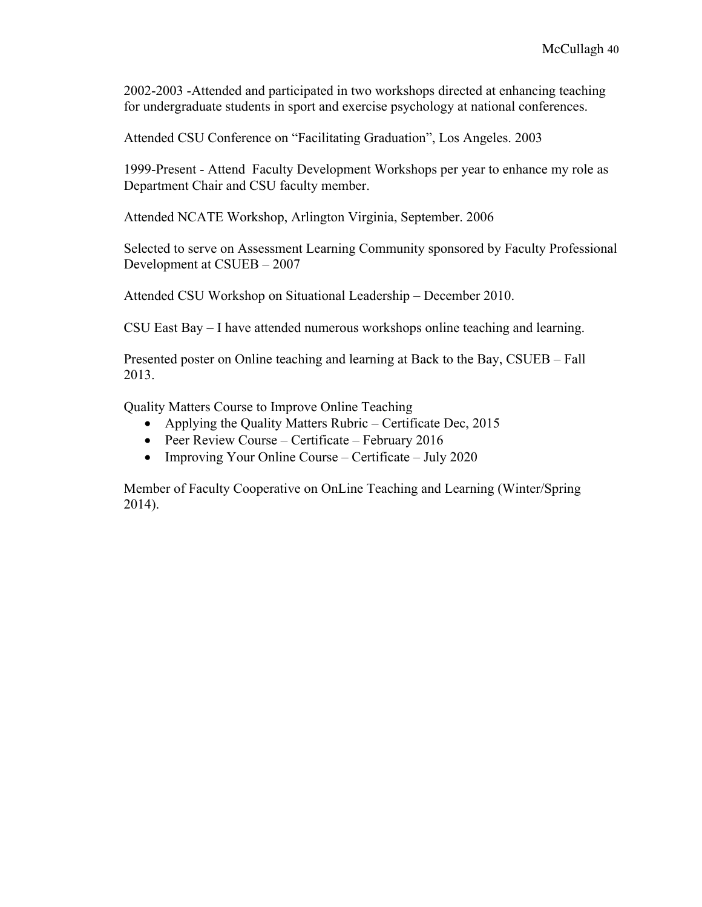2002-2003 -Attended and participated in two workshops directed at enhancing teaching for undergraduate students in sport and exercise psychology at national conferences.

Attended CSU Conference on "Facilitating Graduation", Los Angeles. 2003

1999-Present - Attend Faculty Development Workshops per year to enhance my role as Department Chair and CSU faculty member.

Attended NCATE Workshop, Arlington Virginia, September. 2006

Selected to serve on Assessment Learning Community sponsored by Faculty Professional Development at CSUEB – 2007

Attended CSU Workshop on Situational Leadership – December 2010.

CSU East Bay – I have attended numerous workshops online teaching and learning.

Presented poster on Online teaching and learning at Back to the Bay, CSUEB – Fall 2013.

Quality Matters Course to Improve Online Teaching

- Applying the Quality Matters Rubric – Certificate Dec, 2015
- Peer Review Course – Certificate – February 2016
- Improving Your Online Course – Certificate – July 2020

Member of Faculty Cooperative on OnLine Teaching and Learning (Winter/Spring 2014).